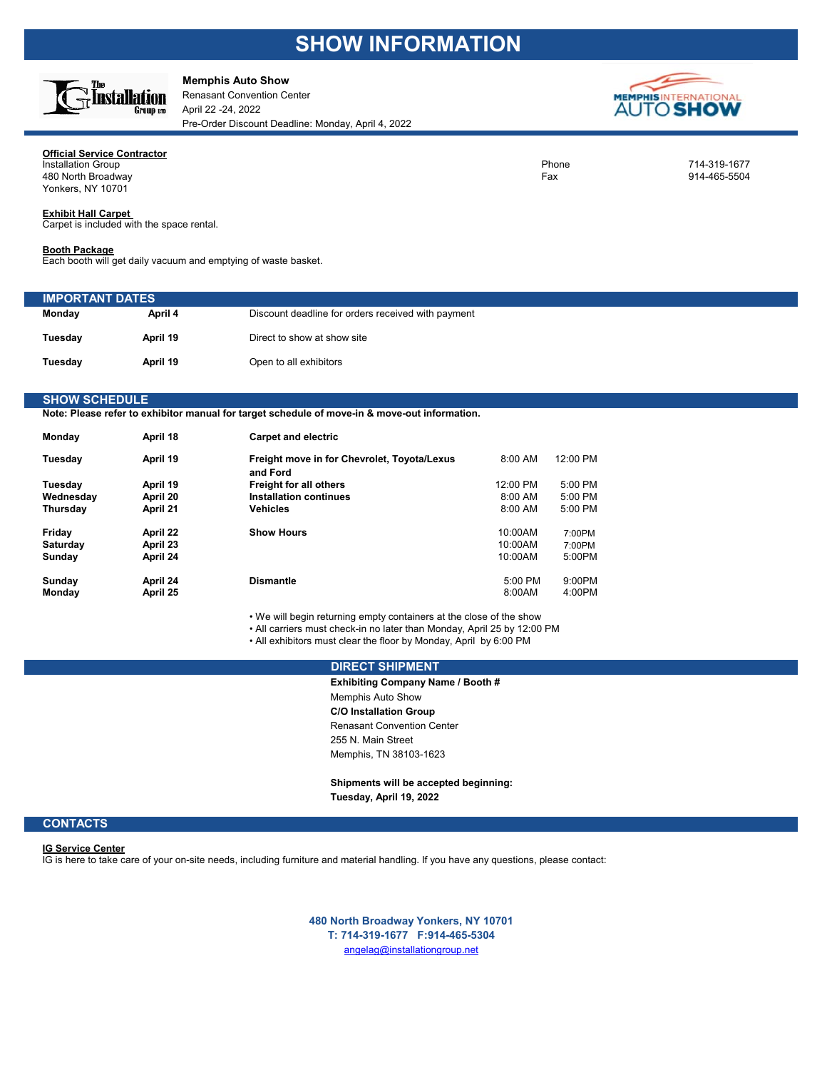# SHOW INFORMATION

**Memphis Auto Show**
Renasant Convention Center
April 22 -24, 2022
Pre-Order Discount Deadline: Monday, April 4, 2022

**Official Service Contractor**
Installation Group
480 North Broadway
Yonkers, NY 10701

Phone 714-319-1677
Fax 914-465-5504

**Exhibit Hall Carpet**
Carpet is included with the space rental.

**Booth Package**
Each booth will get daily vacuum and emptying of waste basket.

## IMPORTANT DATES

| | | |
|---|---|---|
| **Monday** | **April 4** | Discount deadline for orders received with payment |
| **Tuesday** | **April 19** | Direct to show at show site |
| **Tuesday** | **April 19** | Open to all exhibitors |

## SHOW SCHEDULE

**Note: Please refer to exhibitor manual for target schedule of move-in & move-out information.**

| | | | | |
|---|---|---|---|---|
| **Monday** | **April 18** | **Carpet and electric** | | |
| **Tuesday** | **April 19** | **Freight move in for Chevrolet, Toyota/Lexus and Ford** | 8:00 AM | 12:00 PM |
| **Tuesday** | **April 19** | **Freight for all others** | 12:00 PM | 5:00 PM |
| **Wednesday** | **April 20** | **Installation continues** | 8:00 AM | 5:00 PM |
| **Thursday** | **April 21** | **Vehicles** | 8:00 AM | 5:00 PM |
| **Friday** | **April 22** | **Show Hours** | 10:00AM | 7:00PM |
| **Saturday** | **April 23** | | 10:00AM | 7:00PM |
| **Sunday** | **April 24** | | 10:00AM | 5:00PM |
| **Sunday** | **April 24** | **Dismantle** | 5:00 PM | 9:00PM |
| **Monday** | **April 25** | | 8:00AM | 4:00PM |

- We will begin returning empty containers at the close of the show
- All carriers must check-in no later than Monday, April 25 by 12:00 PM
- All exhibitors must clear the floor by Monday, April by 6:00 PM

## DIRECT SHIPMENT

**Exhibiting Company Name / Booth #**
Memphis Auto Show
**C/O Installation Group**
Renasant Convention Center
255 N. Main Street
Memphis, TN 38103-1623

**Shipments will be accepted beginning:**
**Tuesday, April 19, 2022**

## CONTACTS

**IG Service Center**
IG is here to take care of your on-site needs, including furniture and material handling. If you have any questions, please contact:

**480 North Broadway Yonkers, NY 10701**
**T: 714-319-1677 F:914-465-5304**
angelag@installationgroup.net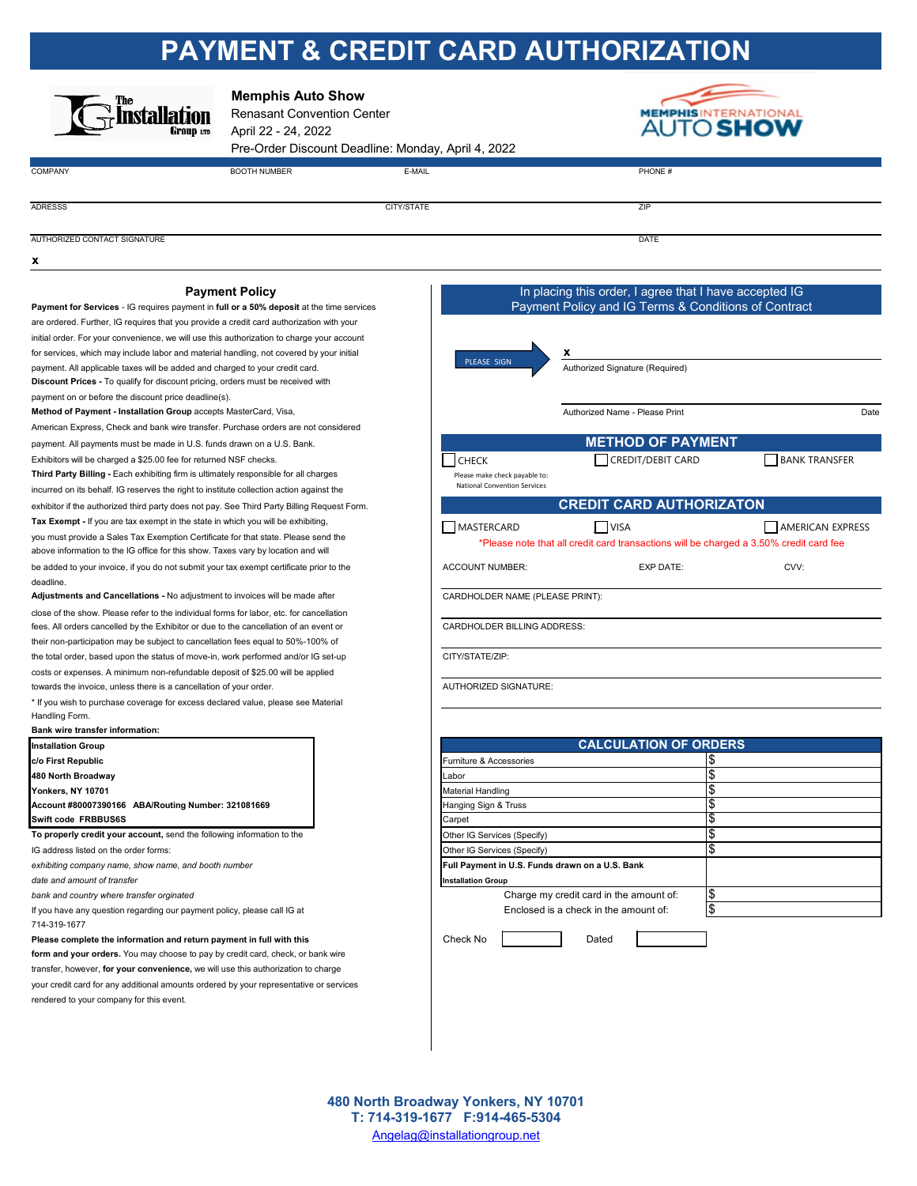# PAYMENT & CREDIT CARD AUTHORIZATION

**Memphis Auto Show**
Renasant Convention Center
April 22 - 24, 2022
Pre-Order Discount Deadline: Monday, April 4, 2022

| COMPANY | BOOTH NUMBER | E-MAIL | PHONE # |
|---|---|---|---|
| | | | |

| ADRESSS | CITY/STATE | ZIP |
|---|---|---|
| | | |

| AUTHORIZED CONTACT SIGNATURE | DATE |
|---|---|
| x | |

## Payment Policy

**Payment for Services** - IG requires payment in **full or a 50% deposit** at the time services are ordered. Further, IG requires that you provide a credit card authorization with your initial order. For your convenience, we will use this authorization to charge your account for services, which may include labor and material handling, not covered by your initial payment. All applicable taxes will be added and charged to your credit card.

**Discount Prices -** To qualify for discount pricing, orders must be received with payment on or before the discount price deadline(s).

**Method of Payment - Installation Group** accepts MasterCard, Visa, American Express, Check and bank wire transfer. Purchase orders are not considered payment. All payments must be made in U.S. funds drawn on a U.S. Bank. Exhibitors will be charged a $25.00 fee for returned NSF checks.

**Third Party Billing -** Each exhibiting firm is ultimately responsible for all charges incurred on its behalf. IG reserves the right to institute collection action against the exhibitor if the authorized third party does not pay. See Third Party Billing Request Form.

**Tax Exempt -** If you are tax exempt in the state in which you will be exhibiting, you must provide a Sales Tax Exemption Certificate for that state. Please send the above information to the IG office for this show. Taxes vary by location and will be added to your invoice, if you do not submit your tax exempt certificate prior to the deadline.

**Adjustments and Cancellations -** No adjustment to invoices will be made after close of the show. Please refer to the individual forms for labor, etc. for cancellation fees. All orders cancelled by the Exhibitor or due to the cancellation of an event or their non-participation may be subject to cancellation fees equal to 50%-100% of the total order, based upon the status of move-in, work performed and/or IG set-up costs or expenses. A minimum non-refundable deposit of $25.00 will be applied towards the invoice, unless there is a cancellation of your order.

* If you wish to purchase coverage for excess declared value, please see Material Handling Form.

**Bank wire transfer information:**

**Installation Group**
**c/o First Republic**
**480 North Broadway**
**Yonkers, NY 10701**
**Account #80007390166 ABA/Routing Number: 321081669**
**Swift code FRBBUS6S**

**To properly credit your account,** send the following information to the IG address listed on the order forms:

*exhibiting company name, show name, and booth number*
*date and amount of transfer*
*bank and country where transfer orginated*

If you have any question regarding our payment policy, please call IG at 714-319-1677

**Please complete the information and return payment in full with this form and your orders.** You may choose to pay by credit card, check, or bank wire transfer, however, **for your convenience,** we will use this authorization to charge your credit card for any additional amounts ordered by your representative or services rendered to your company for this event.

---

In placing this order, I agree that I have accepted IG Payment Policy and IG Terms & Conditions of Contract

PLEASE SIGN → x ______________________
Authorized Signature (Required)

Authorized Name - Please Print ______________________ Date

## METHOD OF PAYMENT

☐ CHECK ☐ CREDIT/DEBIT CARD ☐ BANK TRANSFER

Please make check payable to: National Convention Services

## CREDIT CARD AUTHORIZATON

☐ MASTERCARD ☐ VISA ☐ AMERICAN EXPRESS

*Please note that all credit card transactions will be charged a 3.50% credit card fee

ACCOUNT NUMBER: EXP DATE: CVV:

CARDHOLDER NAME (PLEASE PRINT):

CARDHOLDER BILLING ADDRESS:

CITY/STATE/ZIP:

AUTHORIZED SIGNATURE:

## CALCULATION OF ORDERS

| Item | Amount |
|---|---|
| Furniture & Accessories | $ |
| Labor | $ |
| Material Handling | $ |
| Hanging Sign & Truss | $ |
| Carpet | $ |
| Other IG Services (Specify) | $ |
| Other IG Services (Specify) | $ |
| **Full Payment in U.S. Funds drawn on a U.S. Bank** **Installation Group** | |
| Charge my credit card in the amount of: | $ |
| Enclosed is a check in the amount of: | $ |

Check No ________ Dated ________

**480 North Broadway Yonkers, NY 10701**
**T: 714-319-1677 F:914-465-5304**
Angelag@installationgroup.net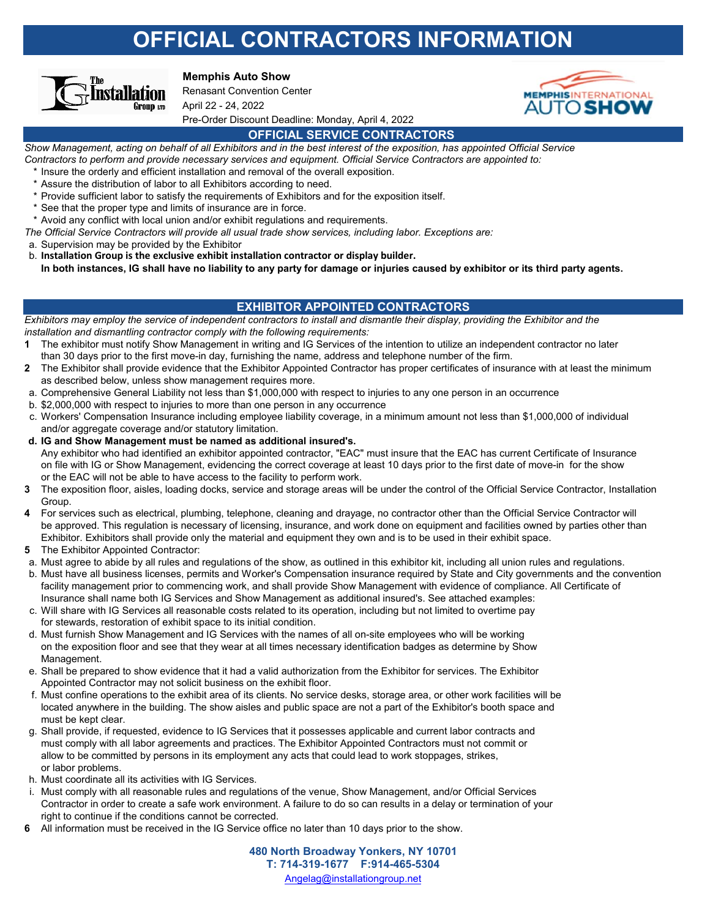# OFFICIAL CONTRACTORS INFORMATION

**Memphis Auto Show**
Renasant Convention Center
April 22 - 24, 2022
Pre-Order Discount Deadline: Monday, April 4, 2022

## OFFICIAL SERVICE CONTRACTORS

*Show Management, acting on behalf of all Exhibitors and in the best interest of the exposition, has appointed Official Service Contractors to perform and provide necessary services and equipment. Official Service Contractors are appointed to:*

* Insure the orderly and efficient installation and removal of the overall exposition.
* Assure the distribution of labor to all Exhibitors according to need.
* Provide sufficient labor to satisfy the requirements of Exhibitors and for the exposition itself.
* See that the proper type and limits of insurance are in force.
* Avoid any conflict with local union and/or exhibit regulations and requirements.

*The Official Service Contractors will provide all usual trade show services, including labor. Exceptions are:*

a. Supervision may be provided by the Exhibitor
b. **Installation Group is the exclusive exhibit installation contractor or display builder.**
**In both instances, IG shall have no liability to any party for damage or injuries caused by exhibitor or its third party agents.**

## EXHIBITOR APPOINTED CONTRACTORS

*Exhibitors may employ the service of independent contractors to install and dismantle their display, providing the Exhibitor and the installation and dismantling contractor comply with the following requirements:*

1. The exhibitor must notify Show Management in writing and IG Services of the intention to utilize an independent contractor no later than 30 days prior to the first move-in day, furnishing the name, address and telephone number of the firm.
2. The Exhibitor shall provide evidence that the Exhibitor Appointed Contractor has proper certificates of insurance with at least the minimum as described below, unless show management requires more.
   a. Comprehensive General Liability not less than $1,000,000 with respect to injuries to any one person in an occurrence
   b. $2,000,000 with respect to injuries to more than one person in any occurrence
   c. Workers' Compensation Insurance including employee liability coverage, in a minimum amount not less than $1,000,000 of individual and/or aggregate coverage and/or statutory limitation.
   d. **IG and Show Management must be named as additional insured's.**
   Any exhibitor who had identified an exhibitor appointed contractor, "EAC" must insure that the EAC has current Certificate of Insurance on file with IG or Show Management, evidencing the correct coverage at least 10 days prior to the first date of move-in for the show or the EAC will not be able to have access to the facility to perform work.
3. The exposition floor, aisles, loading docks, service and storage areas will be under the control of the Official Service Contractor, Installation Group.
4. For services such as electrical, plumbing, telephone, cleaning and drayage, no contractor other than the Official Service Contractor will be approved. This regulation is necessary of licensing, insurance, and work done on equipment and facilities owned by parties other than Exhibitor. Exhibitors shall provide only the material and equipment they own and is to be used in their exhibit space.
5. The Exhibitor Appointed Contractor:
   a. Must agree to abide by all rules and regulations of the show, as outlined in this exhibitor kit, including all union rules and regulations.
   b. Must have all business licenses, permits and Worker's Compensation insurance required by State and City governments and the convention facility management prior to commencing work, and shall provide Show Management with evidence of compliance. All Certificate of Insurance shall name both IG Services and Show Management as additional insured's. See attached examples:
   c. Will share with IG Services all reasonable costs related to its operation, including but not limited to overtime pay for stewards, restoration of exhibit space to its initial condition.
   d. Must furnish Show Management and IG Services with the names of all on-site employees who will be working on the exposition floor and see that they wear at all times necessary identification badges as determine by Show Management.
   e. Shall be prepared to show evidence that it had a valid authorization from the Exhibitor for services. The Exhibitor Appointed Contractor may not solicit business on the exhibit floor.
   f. Must confine operations to the exhibit area of its clients. No service desks, storage area, or other work facilities will be located anywhere in the building. The show aisles and public space are not a part of the Exhibitor's booth space and must be kept clear.
   g. Shall provide, if requested, evidence to IG Services that it possesses applicable and current labor contracts and must comply with all labor agreements and practices. The Exhibitor Appointed Contractors must not commit or allow to be committed by persons in its employment any acts that could lead to work stoppages, strikes, or labor problems.
   h. Must coordinate all its activities with IG Services.
   i. Must comply with all reasonable rules and regulations of the venue, Show Management, and/or Official Services Contractor in order to create a safe work environment. A failure to do so can results in a delay or termination of your right to continue if the conditions cannot be corrected.
6. All information must be received in the IG Service office no later than 10 days prior to the show.

**480 North Broadway Yonkers, NY 10701**
**T: 714-319-1677 F:914-465-5304**
Angelag@installationgroup.net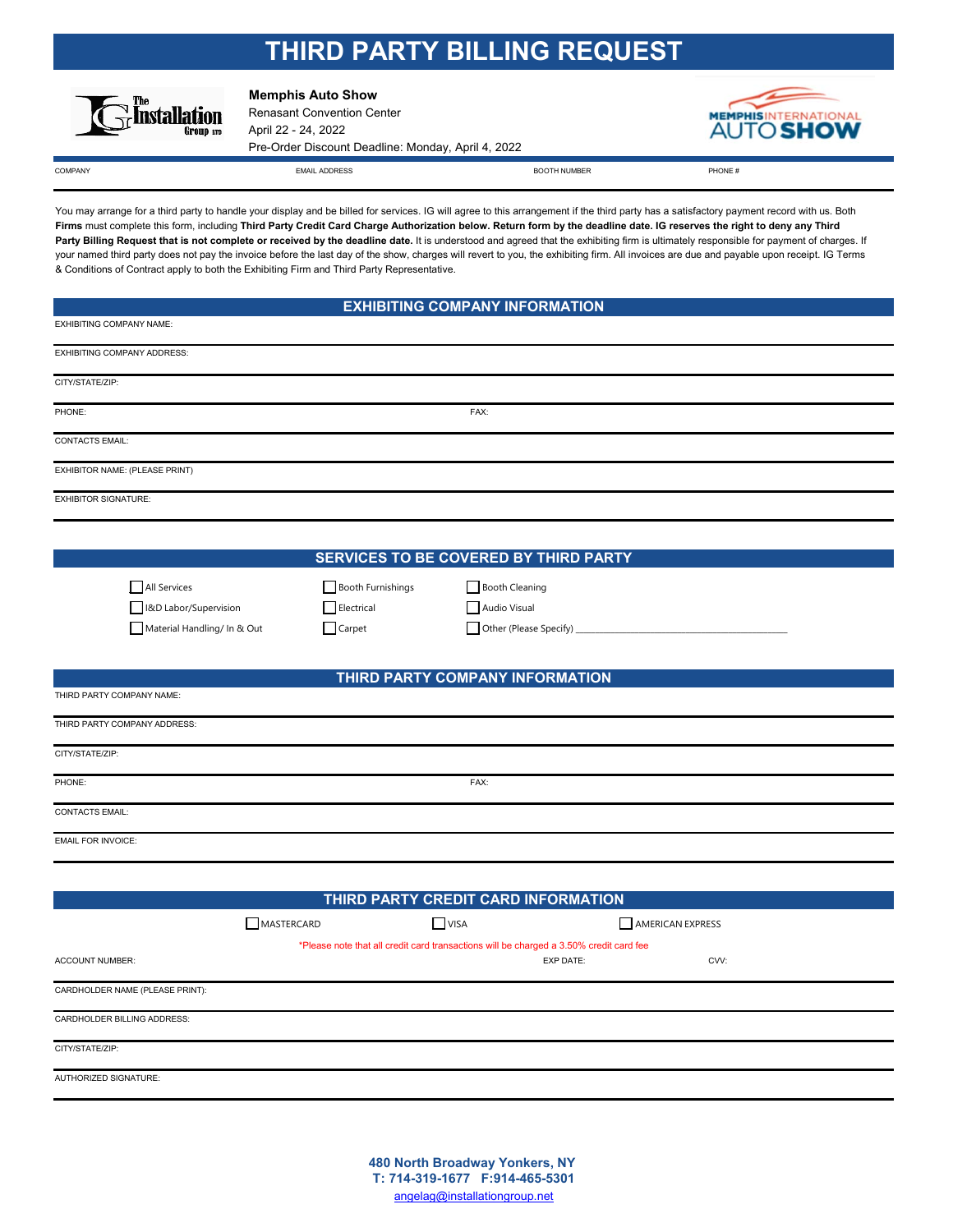# THIRD PARTY BILLING REQUEST

**Memphis Auto Show**
Renasant Convention Center
April 22 - 24, 2022
Pre-Order Discount Deadline: Monday, April 4, 2022

| COMPANY | EMAIL ADDRESS | BOOTH NUMBER | PHONE # |
|---|---|---|---|
| | | | |

You may arrange for a third party to handle your display and be billed for services. IG will agree to this arrangement if the third party has a satisfactory payment record with us. Both **Firms** must complete this form, including **Third Party Credit Card Charge Authorization below. Return form by the deadline date. IG reserves the right to deny any Third Party Billing Request that is not complete or received by the deadline date.** It is understood and agreed that the exhibiting firm is ultimately responsible for payment of charges. If your named third party does not pay the invoice before the last day of the show, charges will revert to you, the exhibiting firm. All invoices are due and payable upon receipt. IG Terms & Conditions of Contract apply to both the Exhibiting Firm and Third Party Representative.

## EXHIBITING COMPANY INFORMATION

EXHIBITING COMPANY NAME:

EXHIBITING COMPANY ADDRESS:

CITY/STATE/ZIP:

PHONE: FAX:

CONTACTS EMAIL:

EXHIBITOR NAME: (PLEASE PRINT)

EXHIBITOR SIGNATURE:

## SERVICES TO BE COVERED BY THIRD PARTY

- ☐ All Services
- ☐ I&D Labor/Supervision
- ☐ Material Handling/ In & Out
- ☐ Booth Furnishings
- ☐ Electrical
- ☐ Carpet
- ☐ Booth Cleaning
- ☐ Audio Visual
- ☐ Other (Please Specify) ______________________________

## THIRD PARTY COMPANY INFORMATION

THIRD PARTY COMPANY NAME:

THIRD PARTY COMPANY ADDRESS:

CITY/STATE/ZIP:

PHONE: FAX:

CONTACTS EMAIL:

EMAIL FOR INVOICE:

## THIRD PARTY CREDIT CARD INFORMATION

☐ MASTERCARD ☐ VISA ☐ AMERICAN EXPRESS

*Please note that all credit card transactions will be charged a 3.50% credit card fee

ACCOUNT NUMBER: EXP DATE: CVV:

CARDHOLDER NAME (PLEASE PRINT):

CARDHOLDER BILLING ADDRESS:

CITY/STATE/ZIP:

AUTHORIZED SIGNATURE:

**480 North Broadway Yonkers, NY**
**T: 714-319-1677 F:914-465-5301**
angelag@installationgroup.net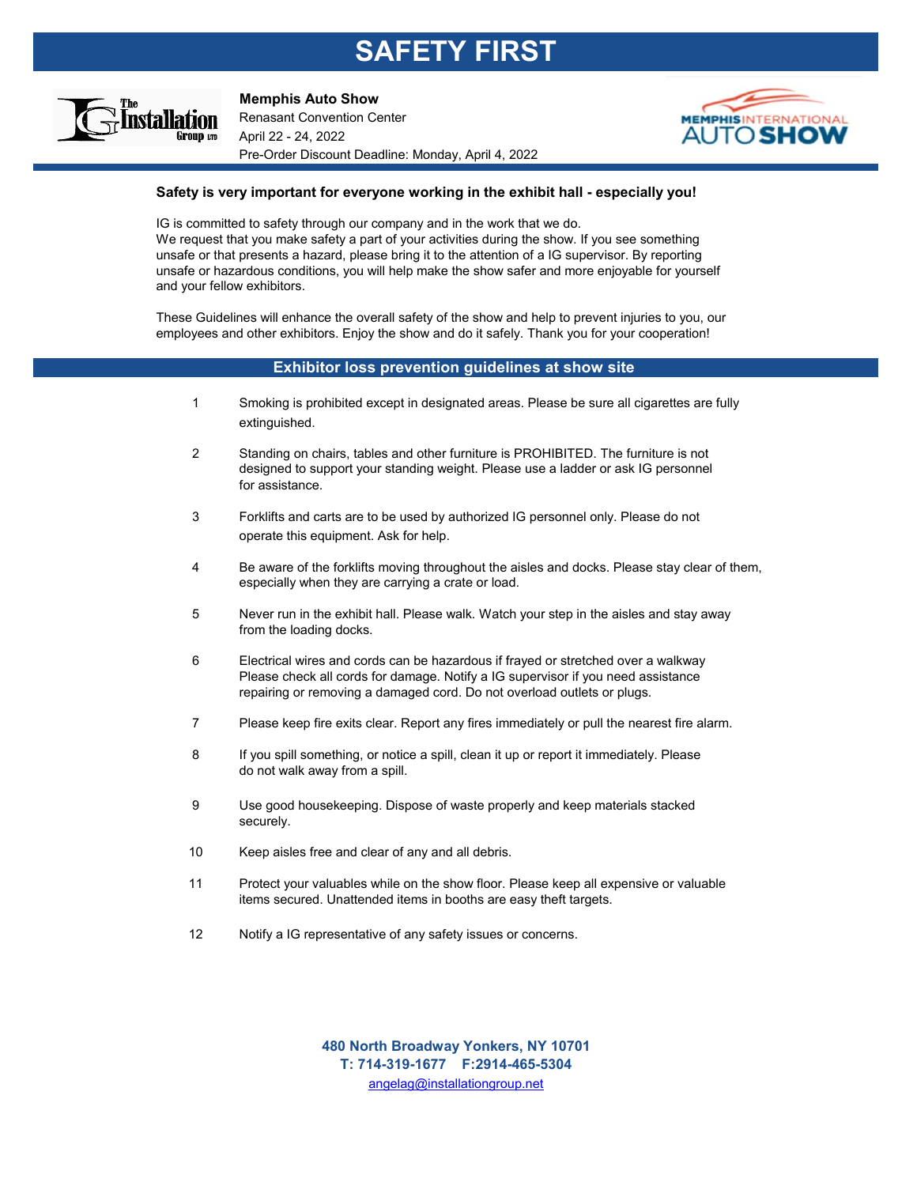# SAFETY FIRST

**Memphis Auto Show**
Renasant Convention Center
April 22 - 24, 2022
Pre-Order Discount Deadline: Monday, April 4, 2022

**Safety is very important for everyone working in the exhibit hall - especially you!**

IG is committed to safety through our company and in the work that we do.
We request that you make safety a part of your activities during the show. If you see something unsafe or that presents a hazard, please bring it to the attention of a IG supervisor. By reporting unsafe or hazardous conditions, you will help make the show safer and more enjoyable for yourself and your fellow exhibitors.

These Guidelines will enhance the overall safety of the show and help to prevent injuries to you, our employees and other exhibitors. Enjoy the show and do it safely. Thank you for your cooperation!

## Exhibitor loss prevention guidelines at show site

1. Smoking is prohibited except in designated areas. Please be sure all cigarettes are fully extinguished.
2. Standing on chairs, tables and other furniture is PROHIBITED. The furniture is not designed to support your standing weight. Please use a ladder or ask IG personnel for assistance.
3. Forklifts and carts are to be used by authorized IG personnel only. Please do not operate this equipment. Ask for help.
4. Be aware of the forklifts moving throughout the aisles and docks. Please stay clear of them, especially when they are carrying a crate or load.
5. Never run in the exhibit hall. Please walk. Watch your step in the aisles and stay away from the loading docks.
6. Electrical wires and cords can be hazardous if frayed or stretched over a walkway Please check all cords for damage. Notify a IG supervisor if you need assistance repairing or removing a damaged cord. Do not overload outlets or plugs.
7. Please keep fire exits clear. Report any fires immediately or pull the nearest fire alarm.
8. If you spill something, or notice a spill, clean it up or report it immediately. Please do not walk away from a spill.
9. Use good housekeeping. Dispose of waste properly and keep materials stacked securely.
10. Keep aisles free and clear of any and all debris.
11. Protect your valuables while on the show floor. Please keep all expensive or valuable items secured. Unattended items in booths are easy theft targets.
12. Notify a IG representative of any safety issues or concerns.

**480 North Broadway Yonkers, NY 10701**
**T: 714-319-1677 F:2914-465-5304**
angelag@installationgroup.net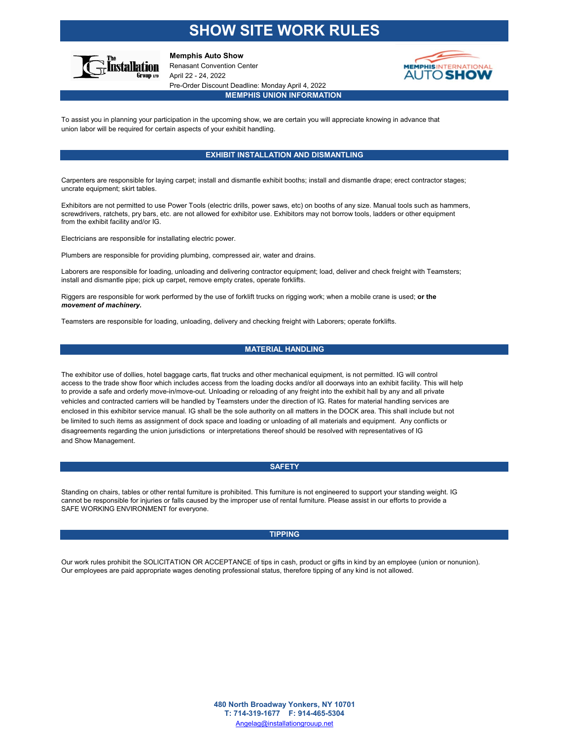# SHOW SITE WORK RULES

**Memphis Auto Show**
Renasant Convention Center
April 22 - 24, 2022
Pre-Order Discount Deadline: Monday April 4, 2022

## MEMPHIS UNION INFORMATION

To assist you in planning your participation in the upcoming show, we are certain you will appreciate knowing in advance that union labor will be required for certain aspects of your exhibit handling.

## EXHIBIT INSTALLATION AND DISMANTLING

Carpenters are responsible for laying carpet; install and dismantle exhibit booths; install and dismantle drape; erect contractor stages; uncrate equipment; skirt tables.

Exhibitors are not permitted to use Power Tools (electric drills, power saws, etc) on booths of any size. Manual tools such as hammers, screwdrivers, ratchets, pry bars, etc. are not allowed for exhibitor use. Exhibitors may not borrow tools, ladders or other equipment from the exhibit facility and/or IG.

Electricians are responsible for installating electric power.

Plumbers are responsible for providing plumbing, compressed air, water and drains.

Laborers are responsible for loading, unloading and delivering contractor equipment; load, deliver and check freight with Teamsters; install and dismantle pipe; pick up carpet, remove empty crates, operate forklifts.

Riggers are responsible for work performed by the use of forklift trucks on rigging work; when a mobile crane is used; ***or the movement of machinery.***

Teamsters are responsible for loading, unloading, delivery and checking freight with Laborers; operate forklifts.

## MATERIAL HANDLING

The exhibitor use of dollies, hotel baggage carts, flat trucks and other mechanical equipment, is not permitted. IG will control access to the trade show floor which includes access from the loading docks and/or all doorways into an exhibit facility. This will help to provide a safe and orderly move-in/move-out. Unloading or reloading of any freight into the exhibit hall by any and all private vehicles and contracted carriers will be handled by Teamsters under the direction of IG. Rates for material handling services are enclosed in this exhibitor service manual. IG shall be the sole authority on all matters in the DOCK area. This shall include but not be limited to such items as assignment of dock space and loading or unloading of all materials and equipment. Any conflicts or disagreements regarding the union jurisdictions or interpretations thereof should be resolved with representatives of IG and Show Management.

## SAFETY

Standing on chairs, tables or other rental furniture is prohibited. This furniture is not engineered to support your standing weight. IG cannot be responsible for injuries or falls caused by the improper use of rental furniture. Please assist in our efforts to provide a SAFE WORKING ENVIRONMENT for everyone.

## TIPPING

Our work rules prohibit the SOLICITATION OR ACCEPTANCE of tips in cash, product or gifts in kind by an employee (union or nonunion). Our employees are paid appropriate wages denoting professional status, therefore tipping of any kind is not allowed.

**480 North Broadway Yonkers, NY 10701**
**T: 714-319-1677 F: 914-465-5304**
Angelag@installationgrouup.net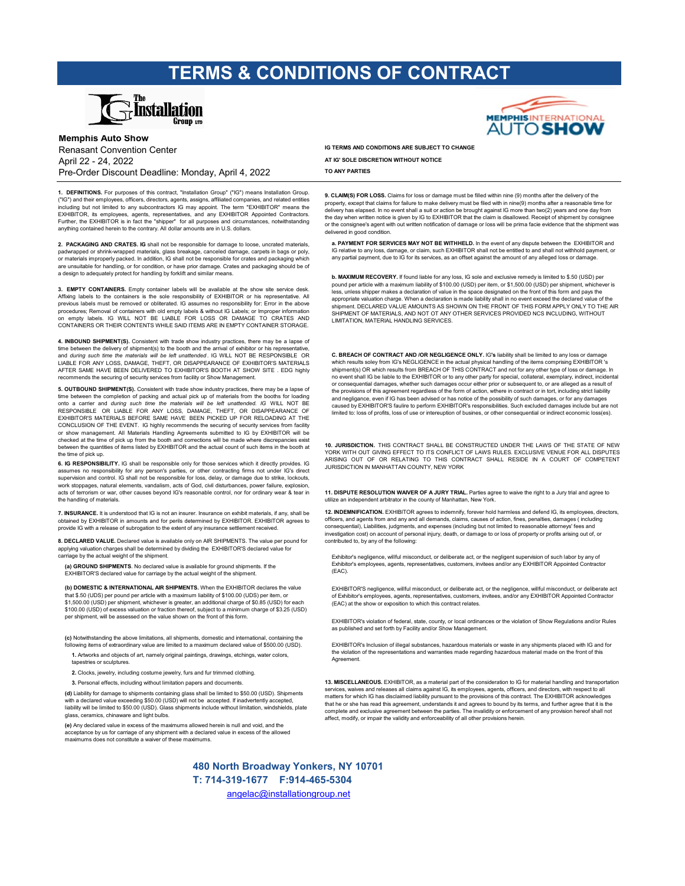# TERMS & CONDITIONS OF CONTRACT

**Memphis Auto Show**
Renasant Convention Center
April 22 - 24, 2022
Pre-Order Discount Deadline: Monday, April 4, 2022

**IG TERMS AND CONDITIONS ARE SUBJECT TO CHANGE**
**AT IG' SOLE DISCRETION WITHOUT NOTICE**
**TO ANY PARTIES**

**1. DEFINITIONS.** For purposes of this contract, "Installation Group" ("IG") means Installation Group. ("IG") and their employees, officers, directors, agents, assigns, affiliated companies, and related entities including but not limited to any subcontractors IG may appoint. The term "EXHIBITOR" means the EXHIBITOR, its employees, agents, representatives, and any EXHIBITOR Appointed Contractors. Further, the EXHIBITOR is in fact the "shipper" for all purposes and circumstances, notwithstanding anything contained herein to the contrary. All dollar amounts are in U.S. dollars.

**2. PACKAGING AND CRATES. IG** shall not be responsible for damage to loose, uncrated materials, padwrapped or shrink-wrapped materials, glass breakage, canceled damage, carpets in bags or poly, or materials improperly packed. In addition, IG shall not be responsible for crates and packaging which are unsuitable for handling, or for condition, or have prior damage. Crates and packaging should be of a design to adequately protect for handling by forklift and similar means.

**3. EMPTY CONTAINERS.** Empty container labels will be available at the show site service desk. Affixing labels to the containers is the sole responsibility of EXHIBITOR or his representative. All previous labels must be removed or obliterated. IG assumes no responsibility for: Error in the above procedures; Removal of containers with old empty labels & without IG Labels; or Improper information on empty labels. IG WILL NOT BE LIABLE FOR LOSS OR DAMAGE TO CRATES AND CONTAINERS OR THEIR CONTENTS WHILE SAID ITEMS ARE IN EMPTY CONTAINER STORAGE.

**4. INBOUND SHIPMENT(S).** Consistent with trade show industry practices, there may be a lapse of time between the delivery of shipment(s) to the booth and the arrival of exhibitor or his representative, and *during such time the materials will be left unattended*. IG WILL NOT BE RESPONSIBLE OR LIABLE FOR ANY LOSS, DAMAGE, THEFT, OR DISAPPEARANCE OF EXHIBITOR'S MATERIALS AFTER SAME HAVE BEEN DELIVERED TO EXHIBITOR'S BOOTH AT SHOW SITE . EDG highly recommends the securing of security services from facility or Show Management.

**5. OUTBOUND SHIPMENT(S).** Consistent with trade show industry practices, there may be a lapse of time between the completion of packing and actual pick up of materials from the booths for loading onto a carrier and *during such time the materials will be left unattended. IG* WILL NOT BE RESPONSIBLE OR LIABLE FOR ANY LOSS, DAMAGE, THEFT, OR DISAPPEARANCE OF EXHIBITOR'S MATERIALS BEFORE SAME HAVE BEEN PICKED UP FOR RELOADING AT THE CONCLUSION OF THE EVENT. IG highly recommends the securing of security services from facility or show management. All Materials Handling Agreements submitted to IG by EXHIBITOR will be checked at the time of pick up from the booth and corrections will be made where discrepancies exist between the quantities of items listed by EXHIBITOR and the actual count of such items in the booth at the time of pick up.

**6. IG RESPONSIBILITY.** IG shall be responsible only for those services which it directly provides. IG assumes no responsibility for any person's parties, or other contracting firms not under IG's direct supervision and control. IG shall not be responsible for loss, delay, or damage due to strike, lockouts, work stoppages, natural elements, vandalism, acts of God, civil disturbances, power failure, explosion, acts of terrorism or war, other causes beyond IG's reasonable control, nor for ordinary wear & tear in the handling of materials.

**7. INSURANCE.** It is understood that IG is not an insurer. Insurance on exhibit materials, if any, shall be obtained by EXHIBITOR in amounts and for perils determined by EXHIBITOR. EXHIBITOR agrees to provide IG with a release of subrogation to the extent of any insurance settlement received.

**8. DECLARED VALUE.** Declared value is available only on AIR SHIPMENTS. The value per pound for applying valuation charges shall be determined by dividing the EXHIBITOR'S declared value for carriage by the actual weight of the shipment.

**(a) GROUND SHIPMENTS**. No declared value is available for ground shipments. If the EXHIBITOR'S declared value for carriage by the actual weight of the shipment.

**(b) DOMESTIC & INTERNATIONAL AIR SHIPMENTS.** When the EXHIBITOR declares the value that $.50 (UDS) per pound per article with a maximum liability of $100.00 (UDS) per item, or $1,500.00 (USD) per shipment, whichever is greater, an additional charge of $0.85 (USD) for each $100.00 (USD) of excess valuation or fraction thereof, subject to a minimum charge of $3.25 (USD) per shipment, will be assessed on the value shown on the front of this form.

**(c)** Notwithstanding the above limitations, all shipments, domestic and international, containing the following items of extraordinary value are limited to a maximum declared value of $500.00 (USD).

1. Artworks and objects of art, namely original paintings, drawings, etchings, water colors, tapestries or sculptures.
2. Clocks, jewelry, including costume jewelry, furs and fur trimmed clothing.
3. Personal effects, including without limitation papers and documents.

**(d)** Liability for damage to shipments containing glass shall be limited to $50.00 (USD). Shipments with a declared value exceeding $50.00 (USD) will not be accepted. If inadvertently accepted, liability will be limited to $50.00 (USD). Glass shipments include without limitation, windshields, plate glass, ceramics, chinaware and light bulbs.

**(e)** Any declared value in excess of the maximums allowed herein is null and void, and the acceptance by us for carriage of any shipment with a declared value in excess of the allowed maximums does not constitute a waiver of these maximums.

**9. CLAIM(S) FOR LOSS.** Claims for loss or damage must be filled within nine (9) months after the delivery of the property, except that claims for failure to make delivery must be filed with in nine(9) months after a reasonable time for delivery has elapsed. In no event shall a suit or action be brought against IG more than two(2) years and one day from the day when written notice is given by IG to EXHIBITOR that the claim is disallowed. Receipt of shipment by consignee or the consignee's agent with out written notification of damage or loss will be prima facie evidence that the shipment was delivered in good condition.

**a. PAYMENT FOR SERVICES MAY NOT BE WITHHELD.** In the event of any dispute between the EXHIBITOR and IG relative to any loss, damage, or claim, such EXHIBITOR shall not be entitled to and shall not withhold payment, or any partial payment, due to IG for its services, as an offset against the amount of any alleged loss or damage.

**b. MAXIMUM RECOVERY.** If found liable for any loss, IG sole and exclusive remedy is limited to $.50 (USD) per pound per article with a maximum liability of $100.00 (USD) per item, or $1,500.00 (USD) per shipment, whichever is less, unless shipper makes a declaration of value in the space designated on the front of this form and pays the appropriate valuation charge. When a declaration is made liability shall in no event exceed the declared value of the shipment. DECLARED VALUE AMOUNTS AS SHOWN ON THE FRONT OF THIS FORM APPLY ONLY TO THE AIR SHIPMENT OF MATERIALS, AND NOT OT ANY OTHER SERVICES PROVIDED NCS INCLUDING, WITHOUT LIMITATION, MATERIAL HANDLING SERVICES.

**C. BREACH OF CONTRACT AND /OR NEGLIGENCE ONLY.** IG**'s** liability shall be limited to any loss or damage which results soley from IG's NEGLIGENCE in the actual physical handling of the items comprising EXHIBITOR 's shipment(s) OR which results from BREACH OF THIS CONTRACT and not for any other type of loss or damage. In no event shall IG be liable to the EXHIBITOR or to any other party for special, collateral, exemplary, indirect, incidental or consequencial damages, whether such damages occur either prior or subsequent to, or are alleged as a result of the provisions of this agreement regardless of the form of action, where in contract or in tort, including strict liability and negligence, even if IG has been advised or has notice of the possibility of such damages, or for any damages caused by EXHIBITOR'S faulire to perform EXHIBITOR's responsibilities. Such excluded damages include but are not limited to: loss of profits, loss of use or intereuption of busines, or other consequential or indirect economic loss(es).

**10. JURISDICTION.** THIS CONTRACT SHALL BE CONSTRUCTED UNDER THE LAWS OF THE STATE OF NEW YORK WITH OUT GIVING EFFECT TO ITS CONFLICT OF LAWS RULES. EXCLUSIVE VENUE FOR ALL DISPUTES ARISING OUT OF OR RELATING TO THIS CONTRACT SHALL RESIDE IN A COURT OF COMPETENT JURISDICTION IN MANHATTAN COUNTY, NEW YORK

**11. DISPUTE RESOLUTION WAIVER OF A JURY TRIAL.** Parties agree to waive the right to a Jury trial and agree to utilize an independent arbitrator in the county of Manhattan, New York.

**12. INDEMNIFICATION.** EXHIBITOR agrees to indemnify, forever hold harmless and defend IG, its employees, directors, officers, and agents from and any and all demands, claims, causes of action, fines, penalties, damages ( including consequential), Liabilities, judgments, and expenses (including but not limited to reasonable attorneys' fees and investigation cost) on account of personal injury, death, or damage to or loss of property or profits arising out of, or contributed to, by any of the following:

Exhibitor's negligence, willful misconduct, or deliberate act, or the negligent supervision of such labor by any of Exhibitor's employees, agents, representatives, customers, invitees and/or any EXHIBITOR Appointed Contractor (EAC).

EXHIBITOR'S negligence, willful misconduct, or deliberate act, or the negligence, willful misconduct, or deliberate act of Exhibitor's employees, agents, representatives, customers, invitees, and/or any EXHIBITOR Appointed Contractor (EAC) at the show or exposition to which this contract relates.

EXHIBITOR's violation of federal, state, county, or local ordinances or the violation of Show Regulations and/or Rules as published and set forth by Facility and/or Show Management.

EXHIBITOR's Inclusion of illegal substances, hazardous materials or waste in any shipments placed with IG and for the violation of the representations and warranties made regarding hazardous material made on the front of this Agreement.

**13. MISCELLANEOUS.** EXHIBITOR, as a material part of the consideration to IG for material handling and transportation services, waives and releases all claims against IG, its employees, agents, officers, and directors, with respect to all matters for which IG has disclaimed liability pursuant to the provisions of this contract. The EXHIBITOR acknowledges that he or she has read this agreement, understands it and agrees to bound by its terms, and further agree that it is the complete and exclusive agreement between the parties. The invalidity or enforcement of any provision hereof shall not affect, modify, or impair the validity and enforceability of all other provisions herein.

**480 North Broadway Yonkers, NY 10701**
**T: 714-319-1677 F:914-465-5304**
angelac@installationgroup.net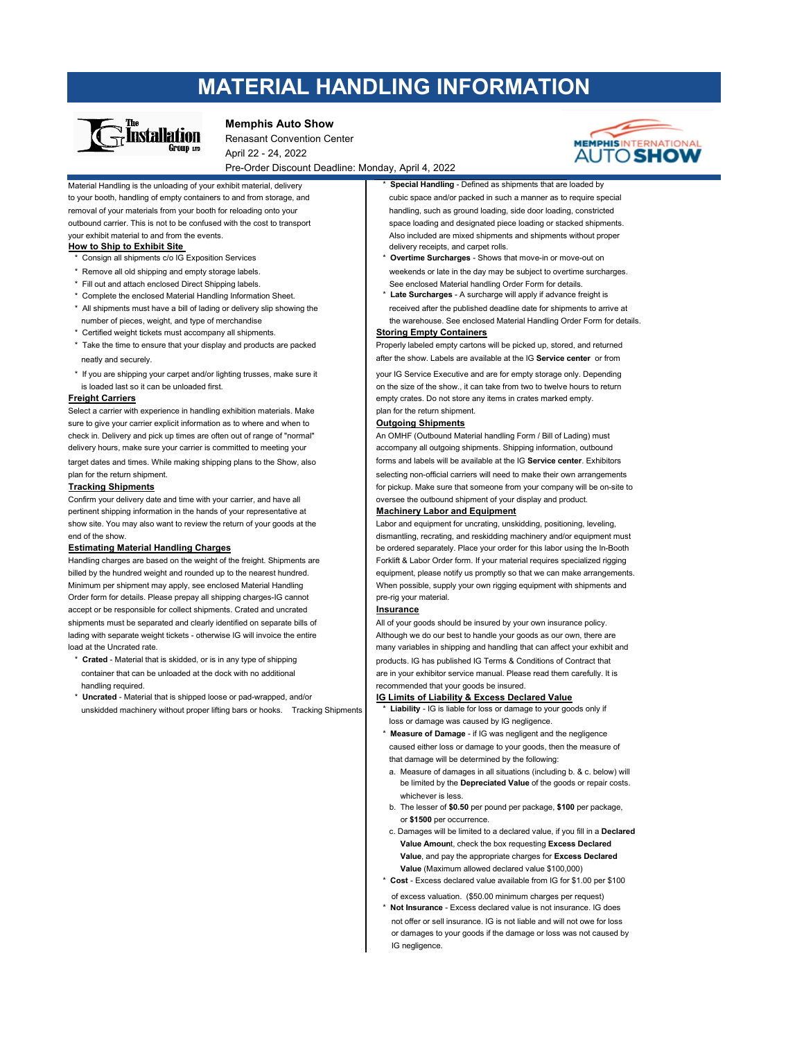# MATERIAL HANDLING INFORMATION

**Memphis Auto Show**
Renasant Convention Center
April 22 - 24, 2022
Pre-Order Discount Deadline: Monday, April 4, 2022

Material Handling is the unloading of your exhibit material, delivery to your booth, handling of empty containers to and from storage, and removal of your materials from your booth for reloading onto your outbound carrier. This is not to be confused with the cost to transport your exhibit material to and from the events.

## How to Ship to Exhibit Site

* Consign all shipments c/o IG Exposition Services
* Remove all old shipping and empty storage labels.
* Fill out and attach enclosed Direct Shipping labels.
* Complete the enclosed Material Handling Information Sheet.
* All shipments must have a bill of lading or delivery slip showing the number of pieces, weight, and type of merchandise
* Certified weight tickets must accompany all shipments.
* Take the time to ensure that your display and products are packed neatly and securely.
* If you are shipping your carpet and/or lighting trusses, make sure it is loaded last so it can be unloaded first.

## Freight Carriers

Select a carrier with experience in handling exhibition materials. Make sure to give your carrier explicit information as to where and when to check in. Delivery and pick up times are often out of range of "normal" delivery hours, make sure your carrier is committed to meeting your target dates and times. While making shipping plans to the Show, also plan for the return shipment.

## Tracking Shipments

Confirm your delivery date and time with your carrier, and have all pertinent shipping information in the hands of your representative at show site. You may also want to review the return of your goods at the end of the show.

## Estimating Material Handling Charges

Handling charges are based on the weight of the freight. Shipments are billed by the hundred weight and rounded up to the nearest hundred. Minimum per shipment may apply, see enclosed Material Handling Order form for details. Please prepay all shipping charges-IG cannot accept or be responsible for collect shipments. Crated and uncrated shipments must be separated and clearly identified on separate bills of lading with separate weight tickets - otherwise IG will invoice the entire load at the Uncrated rate.

* **Crated** - Material that is skidded, or is in any type of shipping container that can be unloaded at the dock with no additional handling required.
* **Uncrated** - Material that is shipped loose or pad-wrapped, and/or unskidded machinery without proper lifting bars or hooks. Tracking Shipments
* **Special Handling** - Defined as shipments that are loaded by cubic space and/or packed in such a manner as to require special handling, such as ground loading, side door loading, constricted space loading and designated piece loading or stacked shipments. Also included are mixed shipments and shipments without proper delivery receipts, and carpet rolls.
* **Overtime Surcharges** - Shows that move-in or move-out on weekends or late in the day may be subject to overtime surcharges. See enclosed Material handling Order Form for details.
* **Late Surcharges** - A surcharge will apply if advance freight is received after the published deadline date for shipments to arrive at the warehouse. See enclosed Material Handling Order Form for details.

## Storing Empty Containers

Properly labeled empty cartons will be picked up, stored, and returned after the show. Labels are available at the IG **Service center** or from your IG Service Executive and are for empty storage only. Depending on the size of the show., it can take from two to twelve hours to return empty crates. Do not store any items in crates marked empty. plan for the return shipment.

## Outgoing Shipments

An OMHF (Outbound Material handling Form / Bill of Lading) must accompany all outgoing shipments. Shipping information, outbound forms and labels will be available at the IG **Service center**. Exhibitors selecting non-official carriers will need to make their own arrangements for pickup. Make sure that someone from your company will be on-site to oversee the outbound shipment of your display and product.

## Machinery Labor and Equipment

Labor and equipment for uncrating, unskidding, positioning, leveling, dismantling, recrating, and reskidding machinery and/or equipment must be ordered separately. Place your order for this labor using the In-Booth Forklift & Labor Order form. If your material requires specialized rigging equipment, please notify us promptly so that we can make arrangements. When possible, supply your own rigging equipment with shipments and pre-rig your material.

## Insurance

All of your goods should be insured by your own insurance policy. Although we do our best to handle your goods as our own, there are many variables in shipping and handling that can affect your exhibit and products. IG has published IG Terms & Conditions of Contract that are in your exhibitor service manual. Please read them carefully. It is recommended that your goods be insured.

## IG Limits of Liability & Excess Declared Value

* **Liability** - IG is liable for loss or damage to your goods only if loss or damage was caused by IG negligence.
* **Measure of Damage** - if IG was negligent and the negligence caused either loss or damage to your goods, then the measure of that damage will be determined by the following:
  - a. Measure of damages in all situations (including b. & c. below) will be limited by the **Depreciated Value** of the goods or repair costs. whichever is less.
  - b. The lesser of **$0.50** per pound per package, **$100** per package, or **$1500** per occurrence.
  - c. Damages will be limited to a declared value, if you fill in a **Declared Value Amoun**t, check the box requesting **Excess Declared Value**, and pay the appropriate charges for **Excess Declared Value** (Maximum allowed declared value $100,000)
* **Cost** - Excess declared value available from IG for $1.00 per $100 of excess valuation. ($50.00 minimum charges per request)
* **Not Insurance** - Excess declared value is not insurance. IG does not offer or sell insurance. IG is not liable and will not owe for loss or damages to your goods if the damage or loss was not caused by IG negligence.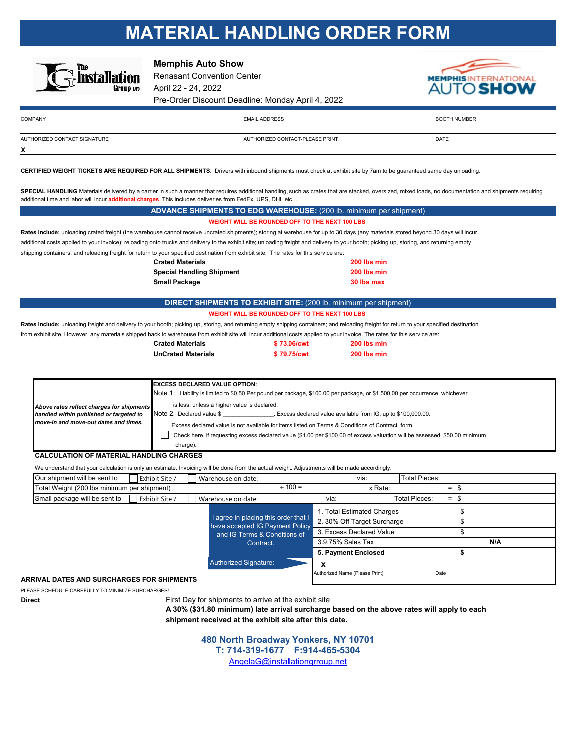# MATERIAL HANDLING ORDER FORM

**Memphis Auto Show**
Renasant Convention Center
April 22 - 24, 2022
Pre-Order Discount Deadline: Monday April 4, 2022

| COMPANY | EMAIL ADDRESS | BOOTH NUMBER |
|---|---|---|
| AUTHORIZED CONTACT SIGNATURE<br>X | AUTHORIZED CONTACT-PLEASE PRINT | DATE |

**CERTIFIED WEIGHT TICKETS ARE REQUIRED FOR ALL SHIPMENTS.** Drivers with inbound shipments must check at exhibit site by 7am to be guaranteed same day unloading.

**SPECIAL HANDLING** Materials delivered by a carrier in such a manner that requires additional handling, such as crates that are stacked, oversized, mixed loads, no documentation and shipments requiring additional time and labor will incur additional charges. This includes deliveries from FedEx, UPS, DHL,etc…

## ADVANCE SHIPMENTS TO EDG WAREHOUSE: (200 lb. minimum per shipment)

**WEIGHT WILL BE ROUNDED OFF TO THE NEXT 100 LBS**

**Rates include:** unloading crated freight (the warehouse cannot receive uncrated shipments); storing at warehouse for up to 30 days (any materials stored beyond 30 days will incur additional costs applied to your invoice); reloading onto trucks and delivery to the exhibit site; unloading freight and delivery to your booth; picking up, storing, and returning empty shipping containers; and reloading freight for return to your specified destination from exhibit site. The rates for this service are:

| | |
|---|---|
| **Crated Materials** | **200 lbs min** |
| **Special Handling Shipment** | **200 lbs min** |
| **Small Package** | **30 lbs max** |

## DIRECT SHIPMENTS TO EXHIBIT SITE: (200 lb. minimum per shipment)

**WEIGHT WILL BE ROUNDED OFF TO THE NEXT 100 LBS**

**Rates include:** unloading freight and delivery to your booth; picking up, storing, and returning empty shipping containers; and reloading freight for return to your specified destination from exhibit site. However, any materials shipped back to warehouse from exhibit site will incur additional costs applied to your invoice. The rates for this service are:

| | | |
|---|---|---|
| **Crated Materials** | **$ 73.06/cwt** | **200 lbs min** |
| **UnCrated Materials** | **$ 79.75/cwt** | **200 lbs min** |

| | |
|---|---|
| ***Above rates reflect charges for shipments handled within published or targeted to move-in and move-out dates and times.*** | **EXCESS DECLARED VALUE OPTION:**<br>Note 1: Liability is limited to $0.50 Per pound per package, $100.00 per package, or $1,500.00 per occurrence, whichever is less, unless a higher value is declared.<br>Note 2: Declared value $ _______________. Excess declared value available from IG, up to $100,000.00.<br>Excess declared value is not available for items listed on Terms & Conditions of Contract form.<br>☐ Check here, if requesting excess declared value ($1.00 per $100.00 of excess valuation will be assessed, $50.00 minimum charge). |

### CALCULATION OF MATERIAL HANDLING CHARGES

We understand that your calculation is only an estimate. Invoicing will be done from the actual weight. Adjustments will be made accordingly.

| | | | |
|---|---|---|---|
| Our shipment will be sent to ☐ Exhibit Site / ☐ Warehouse on date: | via: | Total Pieces: | |
| Total Weight (200 lbs minimum per shipment) | ÷ 100 = | x Rate: | = $ |
| Small package will be sent to ☐ Exhibit Site / ☐ Warehouse on date: | via: | Total Pieces: | = $ |

| I agree in placing this order that I have accepted IG Payment Policy and IG Terms & Conditions of Contract. | | |
|---|---|---|
| | 1. Total Estimated Charges | $ |
| | 2. 30% Off Target Surcharge | $ |
| | 3. Excess Declared Value | $ |
| | 3.9.75% Sales Tax | N/A |
| | **5. Payment Enclosed** | **$** |
| Authorized Signature: | **x**<br>Authorized Name (Please Print) Date | |

### ARRIVAL DATES AND SURCHARGES FOR SHIPMENTS

PLEASE SCHEDULE CAREFULLY TO MINIMIZE SURCHARGES!

**Direct** First Day for shipments to arrive at the exhibit site
**A 30% ($31.80 minimum) late arrival surcharge based on the above rates will apply to each shipment received at the exhibit site after this date.**

**480 North Broadway Yonkers, NY 10701**
**T: 714-319-1677 F:914-465-5304**
AngelaG@installationgrroup.net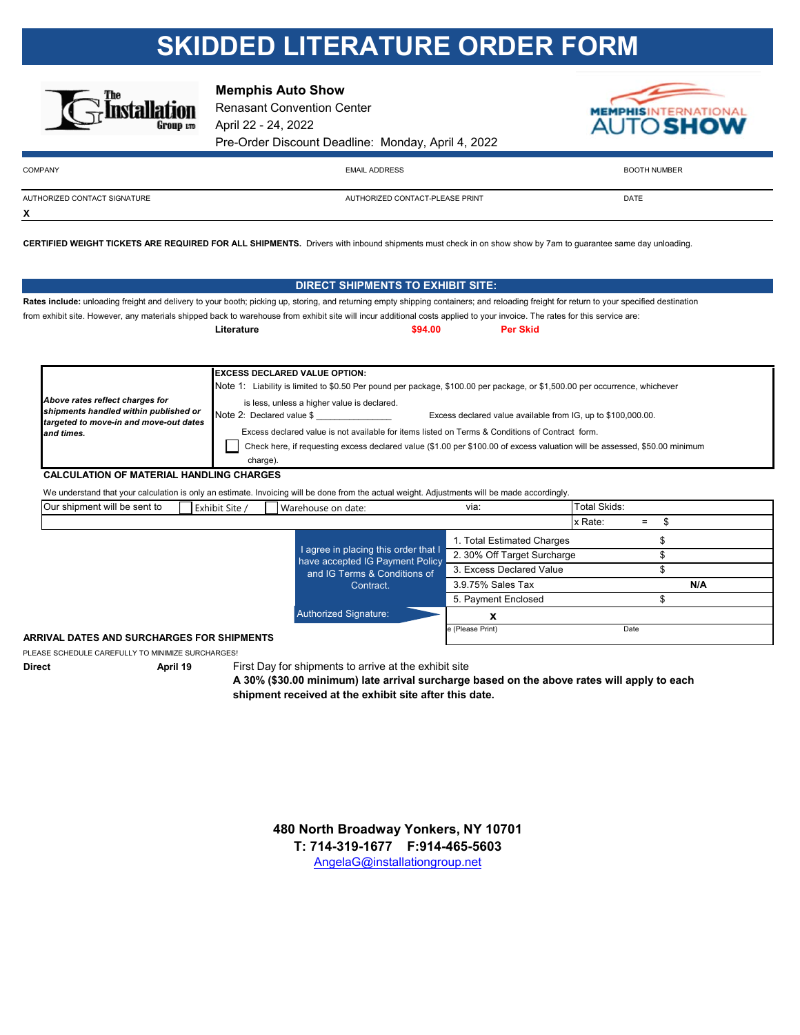# SKIDDED LITERATURE ORDER FORM

**Memphis Auto Show**
Renasant Convention Center
April 22 - 24, 2022
Pre-Order Discount Deadline: Monday, April 4, 2022

| COMPANY | EMAIL ADDRESS | BOOTH NUMBER |
|---|---|---|
| | | |
| AUTHORIZED CONTACT SIGNATURE | AUTHORIZED CONTACT-PLEASE PRINT | DATE |
| **X** | | |

**CERTIFIED WEIGHT TICKETS ARE REQUIRED FOR ALL SHIPMENTS.** Drivers with inbound shipments must check in on show show by 7am to guarantee same day unloading.

## DIRECT SHIPMENTS TO EXHIBIT SITE:

**Rates include:** unloading freight and delivery to your booth; picking up, storing, and returning empty shipping containers; and reloading freight for return to your specified destination from exhibit site. However, any materials shipped back to warehouse from exhibit site will incur additional costs applied to your invoice. The rates for this service are:

| **Literature** | **$94.00** | **Per Skid** |
|---|---|---|

***Above rates reflect charges for shipments handled within published or targeted to move-in and move-out dates and times.***

**EXCESS DECLARED VALUE OPTION:**

Note 1: Liability is limited to $0.50 Per pound per package, $100.00 per package, or $1,500.00 per occurrence, whichever is less, unless a higher value is declared.

Note 2: Declared value $ _______________ Excess declared value available from IG, up to $100,000.00.

Excess declared value is not available for items listed on Terms & Conditions of Contract form.

☐ Check here, if requesting excess declared value ($1.00 per $100.00 of excess valuation will be assessed, $50.00 minimum charge).

**CALCULATION OF MATERIAL HANDLING CHARGES**

We understand that your calculation is only an estimate. Invoicing will be done from the actual weight. Adjustments will be made accordingly.

Our shipment will be sent to ☐ Exhibit Site / ☐ Warehouse on date: via:

| | |
|---|---|
| Total Skids: | |
| x Rate: | = $ |
| 1. Total Estimated Charges | $ |
| 2. 30% Off Target Surcharge | $ |
| 3. Excess Declared Value | $ |
| 3.9.75% Sales Tax | **N/A** |
| 5. Payment Enclosed | $ |

I agree in placing this order that I have accepted IG Payment Policy and IG Terms & Conditions of Contract.

Authorized Signature: **x**

e (Please Print) Date

**ARRIVAL DATES AND SURCHARGES FOR SHIPMENTS**

PLEASE SCHEDULE CAREFULLY TO MINIMIZE SURCHARGES!

**Direct** **April 19** First Day for shipments to arrive at the exhibit site
**A 30% ($30.00 minimum) late arrival surcharge based on the above rates will apply to each shipment received at the exhibit site after this date.**

**480 North Broadway Yonkers, NY 10701**
**T: 714-319-1677 F:914-465-5603**
AngelaG@installationgroup.net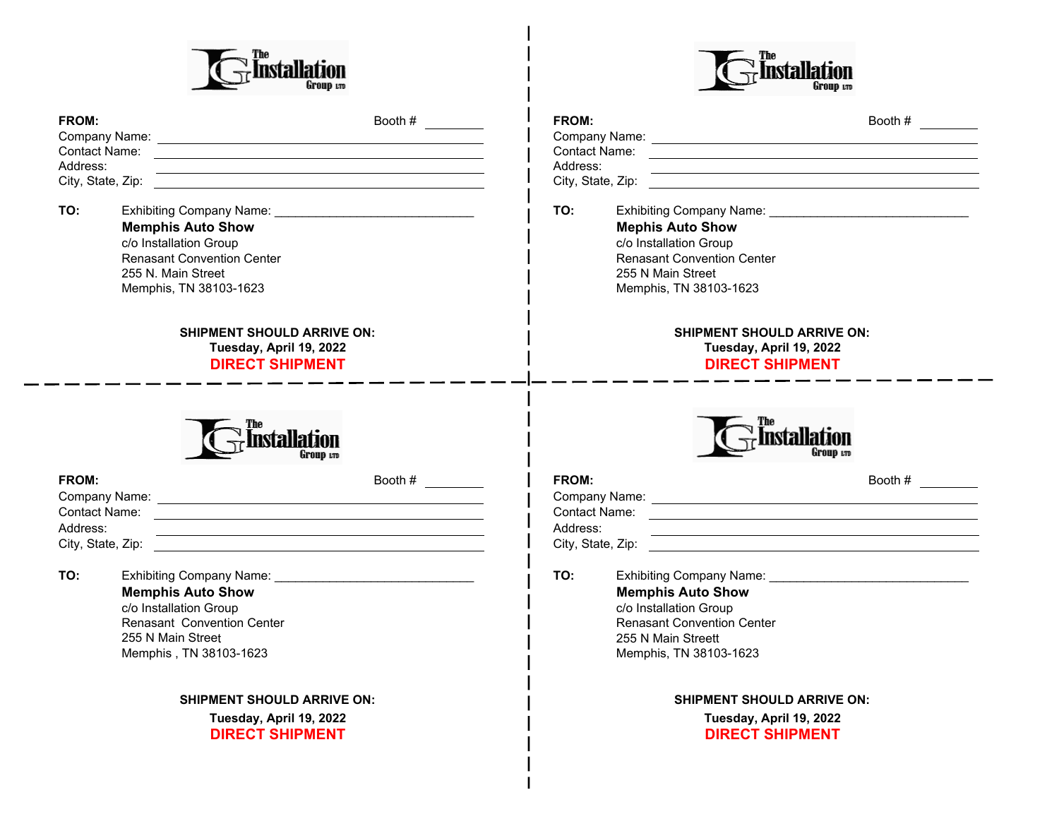**FROM:** Booth # ________

Company Name: ______________________________

Contact Name: ______________________________

Address: ______________________________

City, State, Zip: ______________________________

**TO:** Exhibiting Company Name: ______________________________

**Memphis Auto Show**
c/o Installation Group
Renasant Convention Center
255 N. Main Street
Memphis, TN 38103-1623

**SHIPMENT SHOULD ARRIVE ON:**
**Tuesday, April 19, 2022**
**DIRECT SHIPMENT**

---

**FROM:** Booth # ________

Company Name: ______________________________

Contact Name: ______________________________

Address: ______________________________

City, State, Zip: ______________________________

**TO:** Exhibiting Company Name: ______________________________

**Mephis Auto Show**
c/o Installation Group
Renasant Convention Center
255 N Main Street
Memphis, TN 38103-1623

**SHIPMENT SHOULD ARRIVE ON:**
**Tuesday, April 19, 2022**
**DIRECT SHIPMENT**

---

**FROM:** Booth # ________

Company Name: ______________________________

Contact Name: ______________________________

Address: ______________________________

City, State, Zip: ______________________________

**TO:** Exhibiting Company Name: ______________________________

**Memphis Auto Show**
c/o Installation Group
Renasant Convention Center
255 N Main Street
Memphis , TN 38103-1623

**SHIPMENT SHOULD ARRIVE ON:**
**Tuesday, April 19, 2022**
**DIRECT SHIPMENT**

---

**FROM:** Booth # ________

Company Name: ______________________________

Contact Name: ______________________________

Address: ______________________________

City, State, Zip: ______________________________

**TO:** Exhibiting Company Name: ______________________________

**Memphis Auto Show**
c/o Installation Group
Renasant Convention Center
255 N Main Streett
Memphis, TN 38103-1623

**SHIPMENT SHOULD ARRIVE ON:**
**Tuesday, April 19, 2022**
**DIRECT SHIPMENT**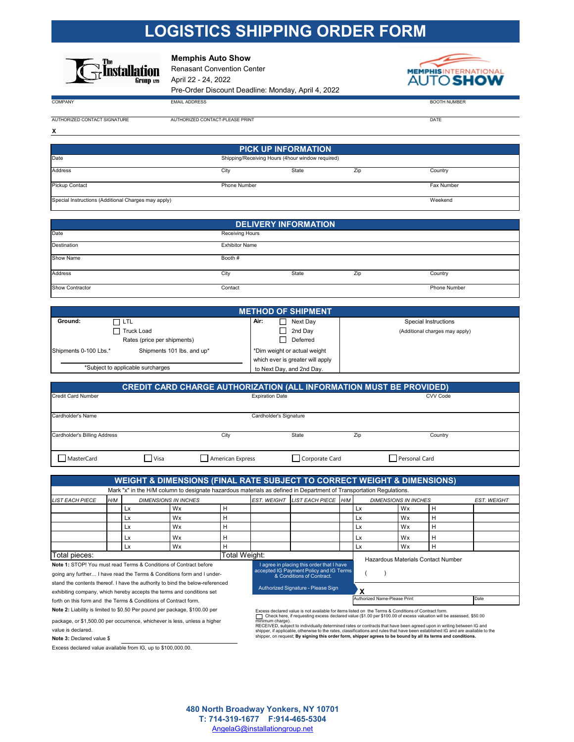# LOGISTICS SHIPPING ORDER FORM

**Memphis Auto Show**
Renasant Convention Center
April 22 - 24, 2022
Pre-Order Discount Deadline: Monday, April 4, 2022

| COMPANY | EMAIL ADDRESS | BOOTH NUMBER |
|---|---|---|
| | | |

| AUTHORIZED CONTACT SIGNATURE | AUTHORIZED CONTACT-PLEASE PRINT | DATE |
|---|---|---|
| X | | |

## PICK UP INFORMATION

| Date | Shipping/Receiving Hours (4hour window required) | | | |
|---|---|---|---|---|
| Address | City | State | Zip | Country |
| Pickup Contact | Phone Number | | | Fax Number |
| Special Instructions (Additional Charges may apply) | | | | Weekend |

## DELIVERY INFORMATION

| Date | Receiving Hours | | | |
|---|---|---|---|---|
| Destination | Exhibitor Name | | | |
| Show Name | Booth # | | | |
| Address | City | State | Zip | Country |
| Show Contractor | Contact | | | Phone Number |

## METHOD OF SHIPMENT

| Ground: | | Air: | Special Instructions (Additional charges may apply) |
|---|---|---|---|
| | ☐ LTL | ☐ Next Day | |
| | ☐ Truck Load | ☐ 2nd Day | |
| | Rates (price per shipments) | ☐ Deferred | |
| Shipments 0-100 Lbs.* | Shipments 101 lbs. and up* | *Dim weight or actual weight which ever is greater will apply to Next Day, and 2nd Day. | |
| *Subject to applicable surcharges | | | |

## CREDIT CARD CHARGE AUTHORIZATION (ALL INFORMATION MUST BE PROVIDED)

| Credit Card Number | | Expiration Date | | CVV Code |
|---|---|---|---|---|
| Cardholder's Name | | Cardholder's Signature | | |
| Cardholder's Billing Address | City | State | Zip | Country |
| ☐ MasterCard | ☐ Visa | ☐ American Express | ☐ Corporate Card | ☐ Personal Card |

## WEIGHT & DIMENSIONS (FINAL RATE SUBJECT TO CORRECT WEIGHT & DIMENSIONS)

Mark "x" in the H/M column to designate hazardous materials as defined in Department of Transportation Regulations.

| LIST EACH PIECE | H/M | DIMENSIONS IN INCHES | | | EST. WEIGHT | LIST EACH PIECE | H/M | DIMENSIONS IN INCHES | | | EST. WEIGHT |
|---|---|---|---|---|---|---|---|---|---|---|---|
| | | Lx | Wx | H | | | | Lx | Wx | H | |
| | | Lx | Wx | H | | | | Lx | Wx | H | |
| | | Lx | Wx | H | | | | Lx | Wx | H | |
| | | Lx | Wx | H | | | | Lx | Wx | H | |
| | | Lx | Wx | H | | | | Lx | Wx | H | |
| Total pieces: | | | | Total Weight: | | | | | | | |

**Note 1:** STOP! You must read Terms & Conditions of Contract before going any further… I have read the Terms & Conditions form and I understand the contents thereof. I have the authority to bind the below-referenced exhibiting company, which hereby accepts the terms and conditions set forth on this form and the Terms & Conditions of Contract form.

**Note 2:** Liability is limited to $0.50 Per pound per package, $100.00 per package, or $1,500.00 per occurrence, whichever is less, unless a higher value is declared.

**Note 3:** Declared value $ ____________

Excess declared value available from IG, up to $100,000.00.

I agree in placing this order that I have accepted IG Payment Policy and IG Terms & Conditions of Contract.

Hazardous Materials Contact Number ( )

| Authorized Signature - Please Sign | X | |
|---|---|---|
| | Authorized Name-Please Print | Date |

Excess declared value is not available for items listed on the Terms & Conditions of Contract form.
☐ Check here, if requesting excess declared value ($1.00 per $100.00 of excess valuation will be assessed, $50.00 minimum charge).
RECEIVED, subject to individually determined rates or contracts that have been agreed upon in writing between IG and shipper, if applicable, otherwise to the rates, classifications and rules that have been established IG and are available to the shipper, on request; **By signing this order form, shipper agrees to be bound by all its terms and conditions.**

**480 North Broadway Yonkers, NY 10701**
**T: 714-319-1677 F:914-465-5304**
AngelaG@installationgroup.net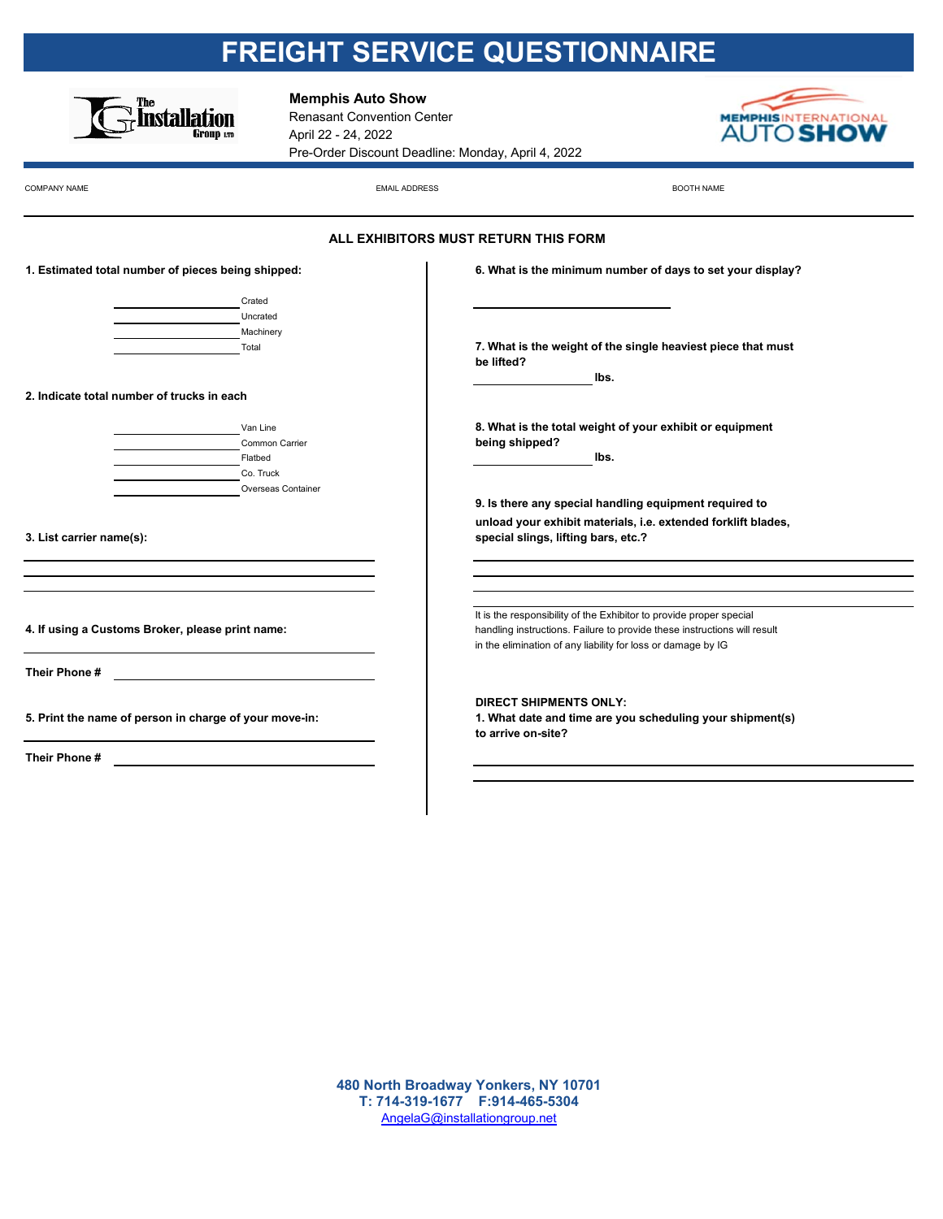# FREIGHT SERVICE QUESTIONNAIRE

**Memphis Auto Show**
Renasant Convention Center
April 22 - 24, 2022
Pre-Order Discount Deadline: Monday, April 4, 2022

COMPANY NAME EMAIL ADDRESS BOOTH NAME

**ALL EXHIBITORS MUST RETURN THIS FORM**

**1. Estimated total number of pieces being shipped:**

_______________ Crated
_______________ Uncrated
_______________ Machinery
_______________ Total

**2. Indicate total number of trucks in each**

_______________ Van Line
_______________ Common Carrier
_______________ Flatbed
_______________ Co. Truck
_______________ Overseas Container

**3. List carrier name(s):**

_______________________________
_______________________________
_______________________________

**4. If using a Customs Broker, please print name:**

_______________________________

**Their Phone #** _______________________________

**5. Print the name of person in charge of your move-in:**

_______________________________

**Their Phone #** _______________________________

**6. What is the minimum number of days to set your display?**

_______________________________

**7. What is the weight of the single heaviest piece that must be lifted?**

_______________ **lbs.**

**8. What is the total weight of your exhibit or equipment being shipped?**

_______________ **lbs.**

**9. Is there any special handling equipment required to unload your exhibit materials, i.e. extended forklift blades, special slings, lifting bars, etc.?**

_______________________________
_______________________________
_______________________________
_______________________________

It is the responsibility of the Exhibitor to provide proper special handling instructions. Failure to provide these instructions will result in the elimination of any liability for loss or damage by IG

**DIRECT SHIPMENTS ONLY:**

**1. What date and time are you scheduling your shipment(s) to arrive on-site?**

_______________________________
_______________________________

**480 North Broadway Yonkers, NY 10701**
**T: 714-319-1677 F:914-465-5304**
AngelaG@installationgroup.net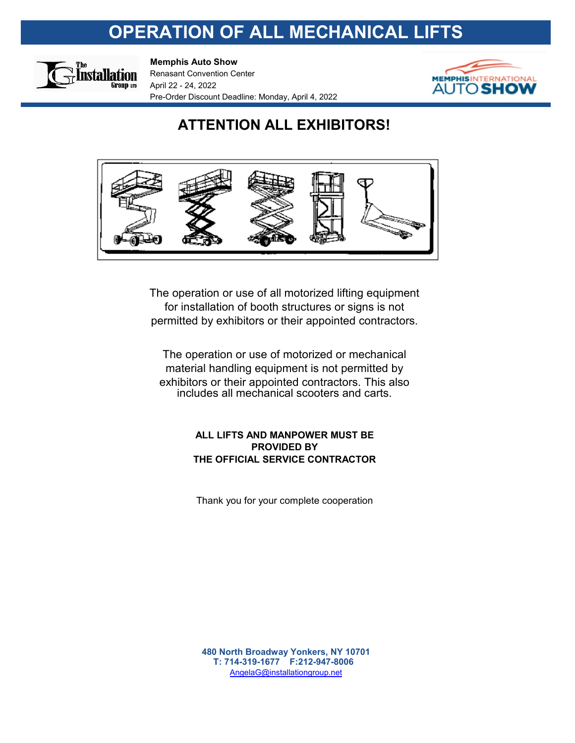# OPERATION OF ALL MECHANICAL LIFTS

**Memphis Auto Show**
Renasant Convention Center
April 22 - 24, 2022
Pre-Order Discount Deadline: Monday, April 4, 2022

## ATTENTION ALL EXHIBITORS!

The operation or use of all motorized lifting equipment for installation of booth structures or signs is not permitted by exhibitors or their appointed contractors.

The operation or use of motorized or mechanical material handling equipment is not permitted by exhibitors or their appointed contractors. This also includes all mechanical scooters and carts.

**ALL LIFTS AND MANPOWER MUST BE PROVIDED BY THE OFFICIAL SERVICE CONTRACTOR**

Thank you for your complete cooperation

**480 North Broadway Yonkers, NY 10701**
**T: 714-319-1677 F:212-947-8006**
AngelaG@installationgroup.net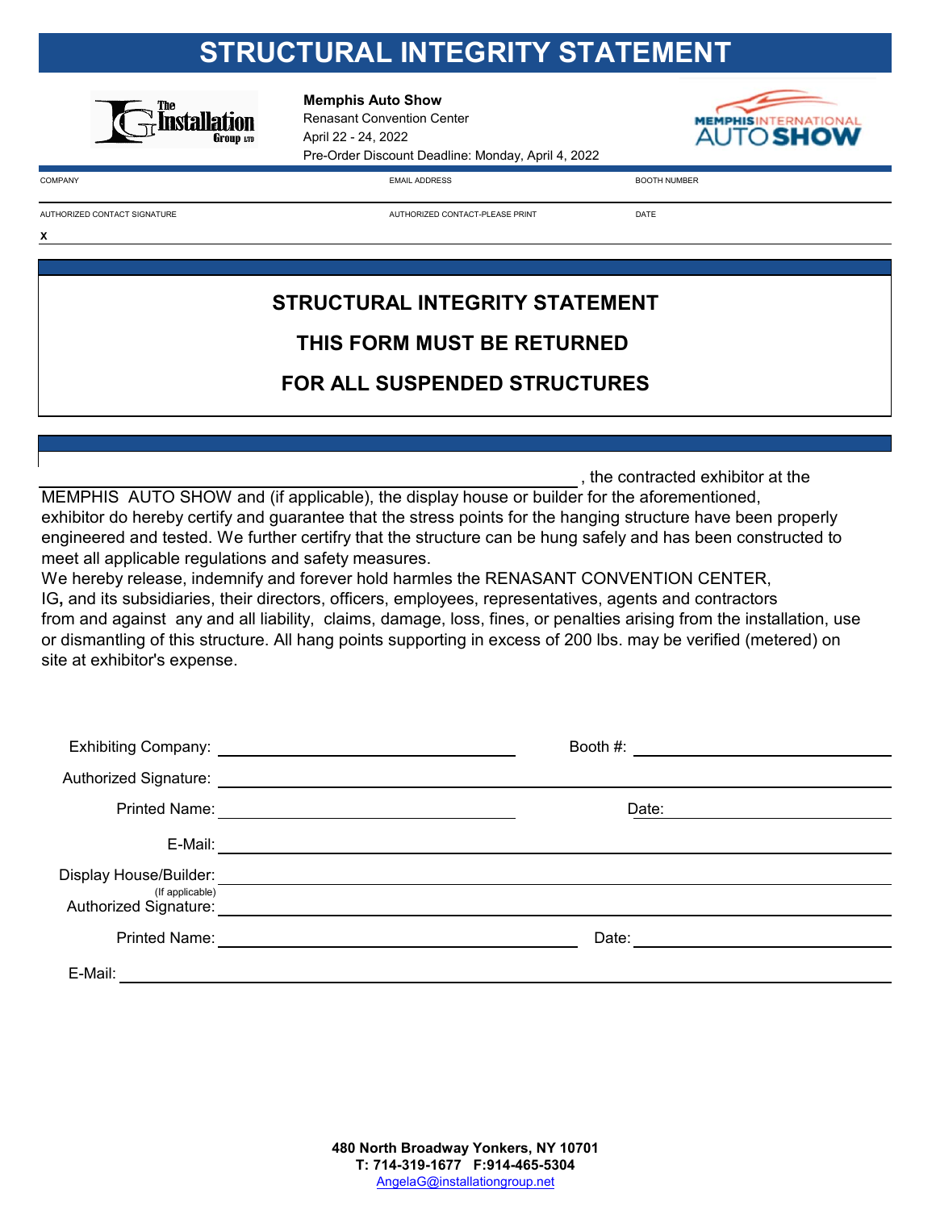# STRUCTURAL INTEGRITY STATEMENT

**Memphis Auto Show**
Renasant Convention Center
April 22 - 24, 2022
Pre-Order Discount Deadline: Monday, April 4, 2022

| COMPANY | EMAIL ADDRESS | BOOTH NUMBER |
|---|---|---|
| | | |
| AUTHORIZED CONTACT SIGNATURE | AUTHORIZED CONTACT-PLEASE PRINT | DATE |
| x | | |

## STRUCTURAL INTEGRITY STATEMENT

## THIS FORM MUST BE RETURNED

## FOR ALL SUSPENDED STRUCTURES

_______________________________________________, the contracted exhibitor at the MEMPHIS AUTO SHOW and (if applicable), the display house or builder for the aforementioned, exhibitor do hereby certify and guarantee that the stress points for the hanging structure have been properly engineered and tested. We further certifry that the structure can be hung safely and has been constructed to meet all applicable regulations and safety measures.
We hereby release, indemnify and forever hold harmles the RENASANT CONVENTION CENTER, IG**,** and its subsidiaries, their directors, officers, employees, representatives, agents and contractors from and against any and all liability, claims, damage, loss, fines, or penalties arising from the installation, use or dismantling of this structure. All hang points supporting in excess of 200 lbs. may be verified (metered) on site at exhibitor's expense.

Exhibiting Company: ______________________ Booth #: ______________________

Authorized Signature: ______________________________________________

Printed Name: ______________________ Date: ______________________

E-Mail: ______________________________________________

Display House/Builder: ______________________________________________
(If applicable)

Authorized Signature: ______________________________________________

Printed Name: ______________________ Date: ______________________

E-Mail: ______________________________________________

**480 North Broadway Yonkers, NY 10701**
**T: 714-319-1677 F:914-465-5304**
AngelaG@installationgroup.net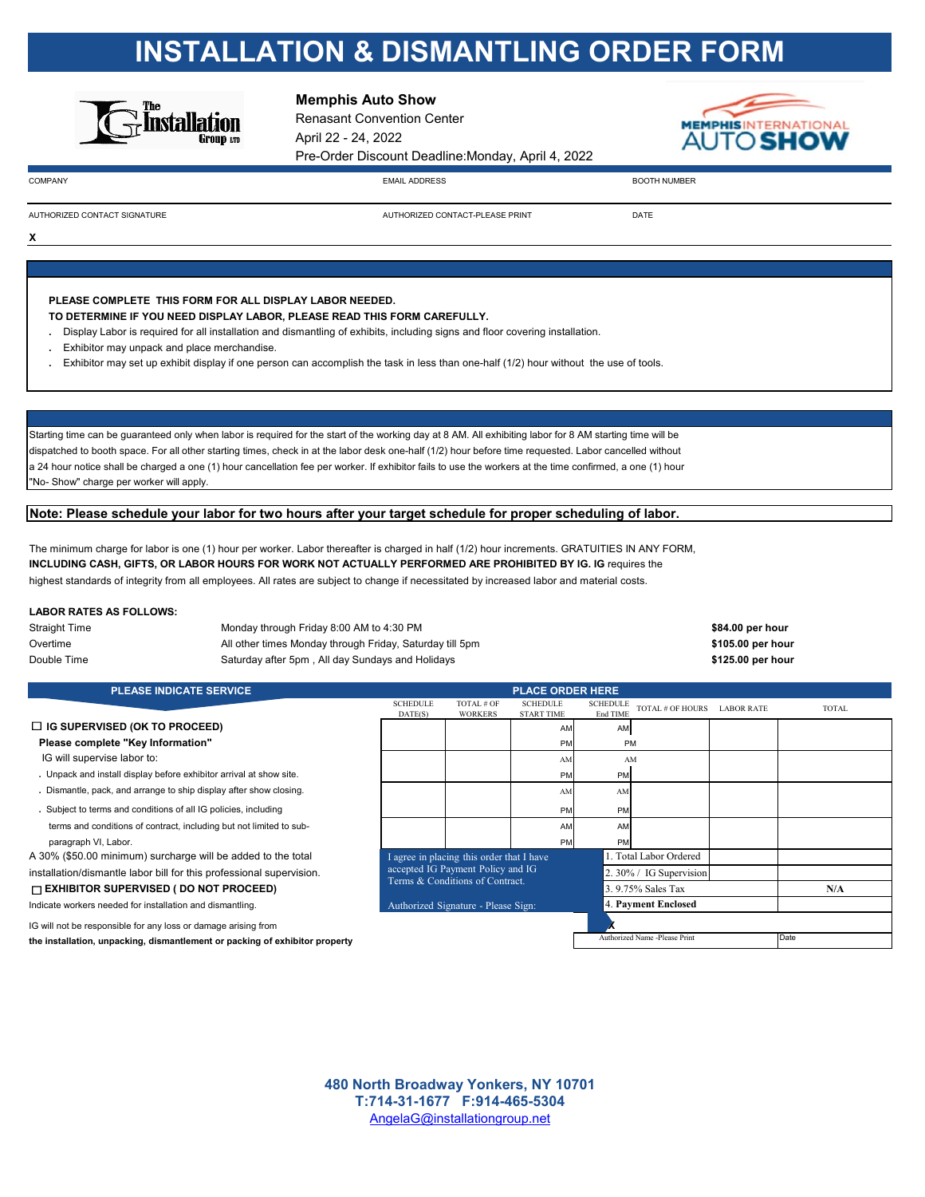# INSTALLATION & DISMANTLING ORDER FORM

**Memphis Auto Show**
Renasant Convention Center
April 22 - 24, 2022
Pre-Order Discount Deadline:Monday, April 4, 2022

| COMPANY | EMAIL ADDRESS | BOOTH NUMBER |
|---|---|---|
| | | |

| AUTHORIZED CONTACT SIGNATURE | AUTHORIZED CONTACT-PLEASE PRINT | DATE |
|---|---|---|
| X | | |

**PLEASE COMPLETE THIS FORM FOR ALL DISPLAY LABOR NEEDED.**
**TO DETERMINE IF YOU NEED DISPLAY LABOR, PLEASE READ THIS FORM CAREFULLY.**

- Display Labor is required for all installation and dismantling of exhibits, including signs and floor covering installation.
- Exhibitor may unpack and place merchandise.
- Exhibitor may set up exhibit display if one person can accomplish the task in less than one-half (1/2) hour without the use of tools.

Starting time can be guaranteed only when labor is required for the start of the working day at 8 AM. All exhibiting labor for 8 AM starting time will be dispatched to booth space. For all other starting times, check in at the labor desk one-half (1/2) hour before time requested. Labor cancelled without a 24 hour notice shall be charged a one (1) hour cancellation fee per worker. If exhibitor fails to use the workers at the time confirmed, a one (1) hour "No- Show" charge per worker will apply.

**Note: Please schedule your labor for two hours after your target schedule for proper scheduling of labor.**

The minimum charge for labor is one (1) hour per worker. Labor thereafter is charged in half (1/2) hour increments. GRATUITIES IN ANY FORM, **INCLUDING CASH, GIFTS, OR LABOR HOURS FOR WORK NOT ACTUALLY PERFORMED ARE PROHIBITED BY IG. IG** requires the highest standards of integrity from all employees. All rates are subject to change if necessitated by increased labor and material costs.

**LABOR RATES AS FOLLOWS:**

| | | |
|---|---|---|
| Straight Time | Monday through Friday 8:00 AM to 4:30 PM | **$84.00 per hour** |
| Overtime | All other times Monday through Friday, Saturday till 5pm | **$105.00 per hour** |
| Double Time | Saturday after 5pm , All day Sundays and Holidays | **$125.00 per hour** |

## PLEASE INDICATE SERVICE

☐ **IG SUPERVISED (OK TO PROCEED)**

**Please complete "Key Information"**

IG will supervise labor to:

- Unpack and install display before exhibitor arrival at show site.
- Dismantle, pack, and arrange to ship display after show closing.
- Subject to terms and conditions of all IG policies, including terms and conditions of contract, including but not limited to sub-paragraph VI, Labor.

A 30% ($50.00 minimum) surcharge will be added to the total installation/dismantle labor bill for this professional supervision.

☐ **EXHIBITOR SUPERVISED ( DO NOT PROCEED)**

Indicate workers needed for installation and dismantling.

IG will not be responsible for any loss or damage arising from **the installation, unpacking, dismantlement or packing of exhibitor property**

## PLACE ORDER HERE

| SCHEDULE DATE(S) | TOTAL # OF WORKERS | SCHEDULE START TIME | SCHEDULE End TIME | TOTAL # OF HOURS | LABOR RATE | TOTAL |
|---|---|---|---|---|---|---|
| | | AM / PM | AM / PM | | | |
| | | AM / PM | AM / PM | | | |
| | | AM / PM | AM / PM | | | |
| | | AM / PM | AM / PM | | | |

| | | |
|---|---|---|
| I agree in placing this order that I have accepted IG Payment Policy and IG Terms & Conditions of Contract. | 1. Total Labor Ordered | |
| | 2. 30% / IG Supervision | |
| | 3. 9.75% Sales Tax | N/A |
| Authorized Signature - Please Sign: | 4. **Payment Enclosed** | |

X

| Authorized Name -Please Print | Date |
|---|---|
| | |

**480 North Broadway Yonkers, NY 10701**
**T:714-31-1677 F:914-465-5304**
AngelaG@installationgroup.net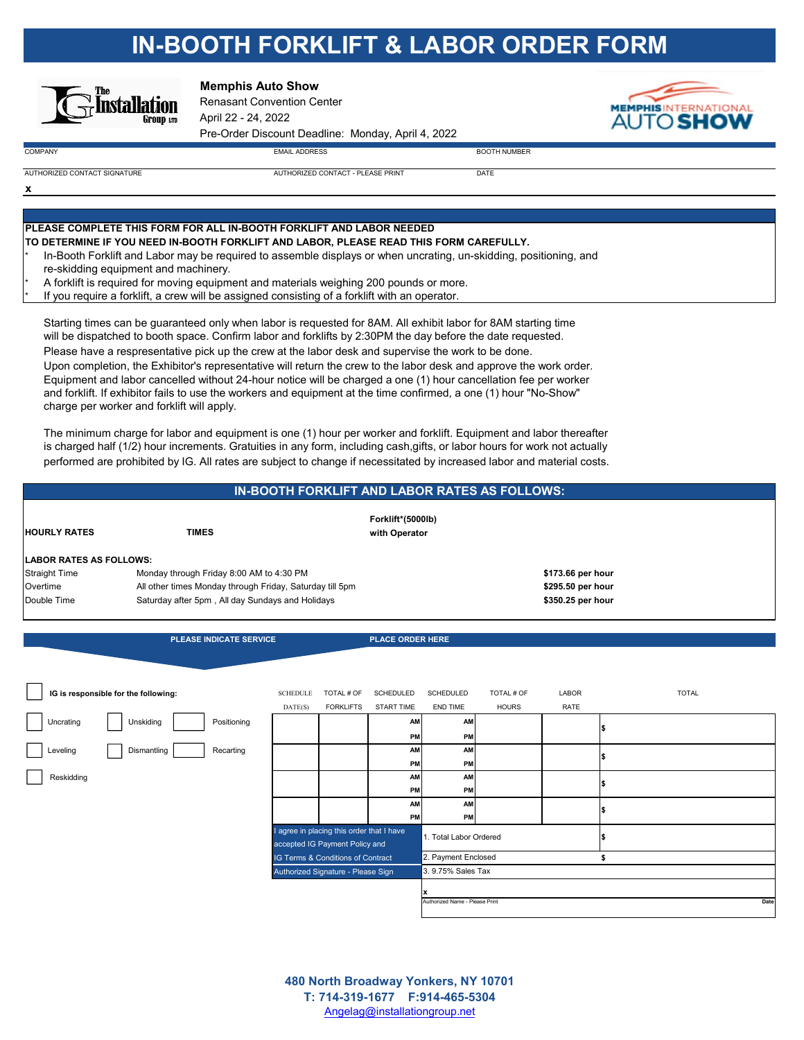# IN-BOOTH FORKLIFT & LABOR ORDER FORM

**Memphis Auto Show**
Renasant Convention Center
April 22 - 24, 2022
Pre-Order Discount Deadline: Monday, April 4, 2022

| COMPANY | EMAIL ADDRESS | BOOTH NUMBER |
|---|---|---|
| | | |

| AUTHORIZED CONTACT SIGNATURE | AUTHORIZED CONTACT - PLEASE PRINT | DATE |
|---|---|---|
| x | | |

**PLEASE COMPLETE THIS FORM FOR ALL IN-BOOTH FORKLIFT AND LABOR NEEDED**
**TO DETERMINE IF YOU NEED IN-BOOTH FORKLIFT AND LABOR, PLEASE READ THIS FORM CAREFULLY.**

* In-Booth Forklift and Labor may be required to assemble displays or when uncrating, un-skidding, positioning, and re-skidding equipment and machinery.
* A forklift is required for moving equipment and materials weighing 200 pounds or more.
* If you require a forklift, a crew will be assigned consisting of a forklift with an operator.

Starting times can be guaranteed only when labor is requested for 8AM. All exhibit labor for 8AM starting time will be dispatched to booth space. Confirm labor and forklifts by 2:30PM the day before the date requested. Please have a respresentative pick up the crew at the labor desk and supervise the work to be done. Upon completion, the Exhibitor's representative will return the crew to the labor desk and approve the work order. Equipment and labor cancelled without 24-hour notice will be charged a one (1) hour cancellation fee per worker and forklift. If exhibitor fails to use the workers and equipment at the time confirmed, a one (1) hour "No-Show" charge per worker and forklift will apply.

The minimum charge for labor and equipment is one (1) hour per worker and forklift. Equipment and labor thereafter is charged half (1/2) hour increments. Gratuities in any form, including cash,gifts, or labor hours for work not actually performed are prohibited by IG. All rates are subject to change if necessitated by increased labor and material costs.

## IN-BOOTH FORKLIFT AND LABOR RATES AS FOLLOWS:

| HOURLY RATES | TIMES | Forklift*(5000lb) with Operator |
|---|---|---|
| **LABOR RATES AS FOLLOWS:** | | |
| Straight Time | Monday through Friday 8:00 AM to 4:30 PM | $173.66 per hour |
| Overtime | All other times Monday through Friday, Saturday till 5pm | $295.50 per hour |
| Double Time | Saturday after 5pm , All day Sundays and Holidays | $350.25 per hour |

**PLEASE INDICATE SERVICE** | **PLACE ORDER HERE**

☐ **IG is responsible for the following:**

☐ Uncrating ☐ Unskiding ☐ Positioning
☐ Leveling ☐ Dismantling ☐ Recarting
☐ Reskidding

| SCHEDULE DATE(S) | TOTAL # OF FORKLIFTS | SCHEDULED START TIME | SCHEDULED END TIME | TOTAL # OF HOURS | LABOR RATE | TOTAL |
|---|---|---|---|---|---|---|
| | | AM / PM | AM / PM | | | $ |
| | | AM / PM | AM / PM | | | $ |
| | | AM / PM | AM / PM | | | $ |
| | | AM / PM | AM / PM | | | $ |

I agree in placing this order that I have accepted IG Payment Policy and IG Terms & Conditions of Contract

Authorized Signature - Please Sign

| | |
|---|---|
| 1. Total Labor Ordered | $ |
| 2. Payment Enclosed | $ |
| 3. 9.75% Sales Tax | |

x

Authorized Name - Please Print | Date

480 North Broadway Yonkers, NY 10701
T: 714-319-1677 F:914-465-5304
Angelag@installationgroup.net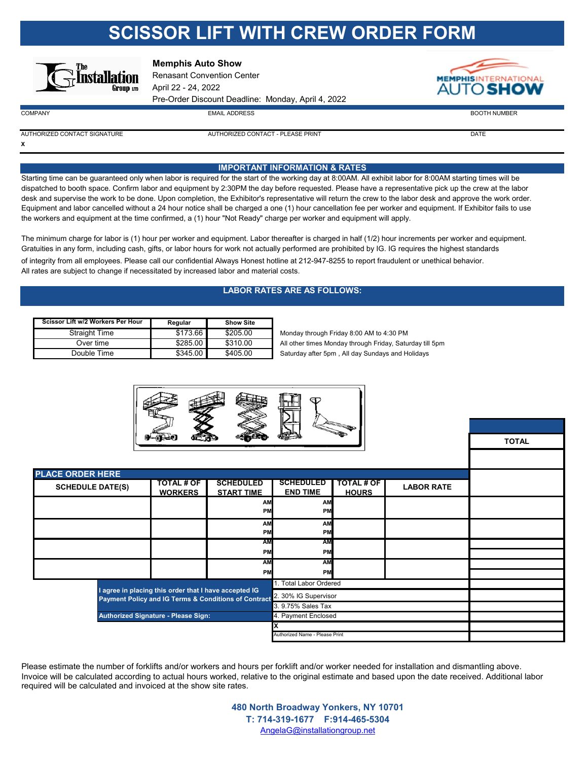# SCISSOR LIFT WITH CREW ORDER FORM

**Memphis Auto Show**
Renasant Convention Center
April 22 - 24, 2022
Pre-Order Discount Deadline: Monday, April 4, 2022

| COMPANY | EMAIL ADDRESS | BOOTH NUMBER |
|---|---|---|
| | | |

| AUTHORIZED CONTACT SIGNATURE | AUTHORIZED CONTACT - PLEASE PRINT | DATE |
|---|---|---|
| x | | |

## IMPORTANT INFORMATION & RATES

Starting time can be guaranteed only when labor is required for the start of the working day at 8:00AM. All exhibit labor for 8:00AM starting times will be dispatched to booth space. Confirm labor and equipment by 2:30PM the day before requested. Please have a representative pick up the crew at the labor desk and supervise the work to be done. Upon completion, the Exhibitor's representative will return the crew to the labor desk and approve the work order. Equipment and labor cancelled without a 24 hour notice shall be charged a one (1) hour cancellation fee per worker and equipment. If Exhibitor fails to use the workers and equipment at the time confirmed, a (1) hour "Not Ready" charge per worker and equipment will apply.

The minimum charge for labor is (1) hour per worker and equipment. Labor thereafter is charged in half (1/2) hour increments per worker and equipment. Gratuities in any form, including cash, gifts, or labor hours for work not actually performed are prohibited by IG. IG requires the highest standards of integrity from all employees. Please call our confidential Always Honest hotline at 212-947-8255 to report fraudulent or unethical behavior. All rates are subject to change if necessitated by increased labor and material costs.

## LABOR RATES ARE AS FOLLOWS:

| Scissor Lift w/2 Workers Per Hour | Regular | Show Site | |
|---|---|---|---|
| Straight Time | $173.66 | $205.00 | Monday through Friday 8:00 AM to 4:30 PM |
| Over time | $285.00 | $310.00 | All other times Monday through Friday, Saturday till 5pm |
| Double Time | $345.00 | $405.00 | Saturday after 5pm , All day Sundays and Holidays |

## PLACE ORDER HERE

| SCHEDULE DATE(S) | TOTAL # OF WORKERS | SCHEDULED START TIME | SCHEDULED END TIME | TOTAL # OF HOURS | LABOR RATE | TOTAL |
|---|---|---|---|---|---|---|
| | | AM / PM | AM / PM | | | |
| | | AM / PM | AM / PM | | | |
| | | AM / PM | AM / PM | | | |
| | | AM / PM | AM / PM | | | |

**I agree in placing this order that I have accepted IG Payment Policy and IG Terms & Conditions of Contract**

**Authorized Signature - Please Sign:**

| | |
|---|---|
| 1. Total Labor Ordered | |
| 2. 30% IG Supervisor | |
| 3. 9.75% Sales Tax | |
| 4. Payment Enclosed | |
| X | |
| Authorized Name - Please Print | |

Please estimate the number of forklifts and/or workers and hours per forklift and/or worker needed for installation and dismantling above. Invoice will be calculated according to actual hours worked, relative to the original estimate and based upon the date received. Additional labor required will be calculated and invoiced at the show site rates.

**480 North Broadway Yonkers, NY 10701**
**T: 714-319-1677 F:914-465-5304**
AngelaG@installationgroup.net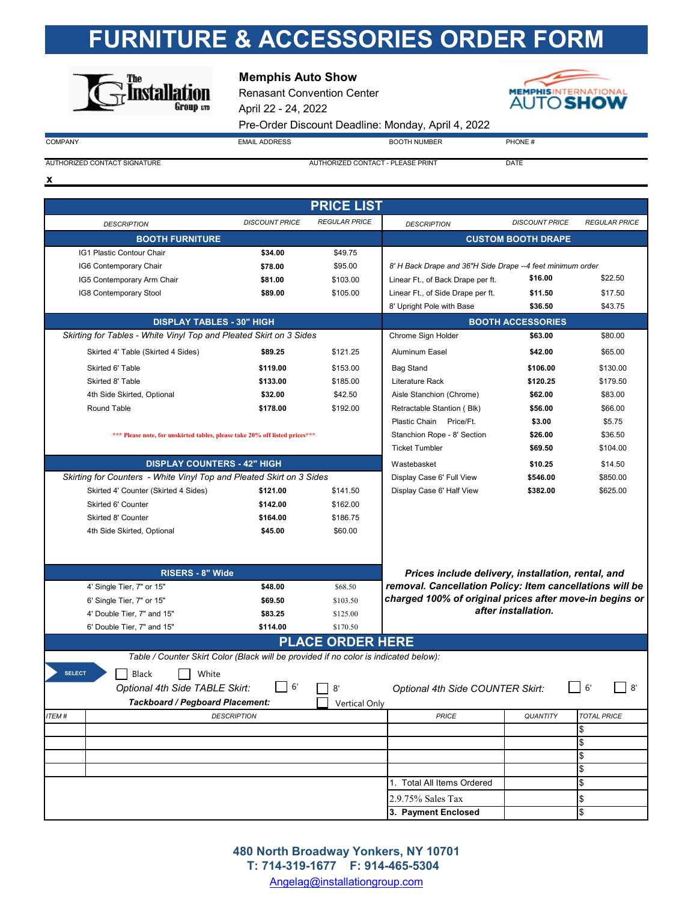# FURNITURE & ACCESSORIES ORDER FORM

**Memphis Auto Show**
Renasant Convention Center
April 22 - 24, 2022
Pre-Order Discount Deadline: Monday, April 4, 2022

| COMPANY | EMAIL ADDRESS | BOOTH NUMBER | PHONE # |
|---|---|---|---|
| | | | |

| AUTHORIZED CONTACT SIGNATURE | AUTHORIZED CONTACT - PLEASE PRINT | DATE |
|---|---|---|
| x | | |

## PRICE LIST

| DESCRIPTION | DISCOUNT PRICE | REGULAR PRICE |
|---|---|---|
| **BOOTH FURNITURE** | | |
| IG1 Plastic Contour Chair | **$34.00** | $49.75 |
| IG6 Contemporary Chair | **$78.00** | $95.00 |
| IG5 Contemporary Arm Chair | **$81.00** | $103.00 |
| IG8 Contemporary Stool | **$89.00** | $105.00 |
| **DISPLAY TABLES - 30" HIGH** | | |
| *Skirting for Tables - White Vinyl Top and Pleated Skirt on 3 Sides* | | |
| Skirted 4' Table (Skirted 4 Sides) | **$89.25** | $121.25 |
| Skirted 6' Table | **$119.00** | $153.00 |
| Skirted 8' Table | **$133.00** | $185.00 |
| 4th Side Skirted, Optional | **$32.00** | $42.50 |
| Round Table | **$178.00** | $192.00 |
| *** Please note, for unskirted tables, please take 20% off listed prices*** | | |
| **DISPLAY COUNTERS - 42" HIGH** | | |
| *Skirting for Counters - White Vinyl Top and Pleated Skirt on 3 Sides* | | |
| Skirted 4' Counter (Skirted 4 Sides) | **$121.00** | $141.50 |
| Skirted 6' Counter | **$142.00** | $162.00 |
| Skirted 8' Counter | **$164.00** | $186.75 |
| 4th Side Skirted, Optional | **$45.00** | $60.00 |
| **RISERS - 8" Wide** | | |
| 4' Single Tier, 7" or 15" | **$48.00** | $68.50 |
| 6' Single Tier, 7" or 15" | **$69.50** | $103.50 |
| 4' Double Tier, 7" and 15" | **$83.25** | $125.00 |
| 6' Double Tier, 7" and 15" | **$114.00** | $170.50 |

| DESCRIPTION | DISCOUNT PRICE | REGULAR PRICE |
|---|---|---|
| **CUSTOM BOOTH DRAPE** | | |
| *8' H Back Drape and 36"H Side Drape --4 feet minimum order* | | |
| Linear Ft., of Back Drape per ft. | **$16.00** | $22.50 |
| Linear Ft., of Side Drape per ft. | **$11.50** | $17.50 |
| 8' Upright Pole with Base | **$36.50** | $43.75 |
| **BOOTH ACCESSORIES** | | |
| Chrome Sign Holder | **$63.00** | $80.00 |
| Aluminum Easel | **$42.00** | $65.00 |
| Bag Stand | **$106.00** | $130.00 |
| Literature Rack | **$120.25** | $179.50 |
| Aisle Stanchion (Chrome) | **$62.00** | $83.00 |
| Retractable Stantion ( Blk) | **$56.00** | $66.00 |
| Plastic Chain Price/Ft. | **$3.00** | $5.75 |
| Stanchion Rope - 8' Section | **$26.00** | $36.50 |
| Ticket Tumbler | **$69.50** | $104.00 |
| Wastebasket | **$10.25** | $14.50 |
| Display Case 6' Full View | **$546.00** | $850.00 |
| Display Case 6' Half View | **$382.00** | $625.00 |

***Prices include delivery, installation, rental, and removal. Cancellation Policy: Item cancellations will be charged 100% of original prices after move-in begins or after installation.***

## PLACE ORDER HERE

*Table / Counter Skirt Color (Black will be provided if no color is indicated below):*

SELECT ☐ Black ☐ White

*Optional 4th Side TABLE Skirt:* ☐ 6' ☐ 8' *Optional 4th Side COUNTER Skirt:* ☐ 6' ☐ 8'

***Tackboard / Pegboard Placement:*** ☐ Vertical Only

| ITEM # | DESCRIPTION | PRICE | QUANTITY | TOTAL PRICE |
|---|---|---|---|---|
| | | | | $ |
| | | | | $ |
| | | | | $ |
| | | | | $ |
| | | 1. Total All Items Ordered | | $ |
| | | 2. 9.75% Sales Tax | | $ |
| | | **3. Payment Enclosed** | | $ |

**480 North Broadway Yonkers, NY 10701**
**T: 714-319-1677 F: 914-465-5304**
Angelag@installationgroup.com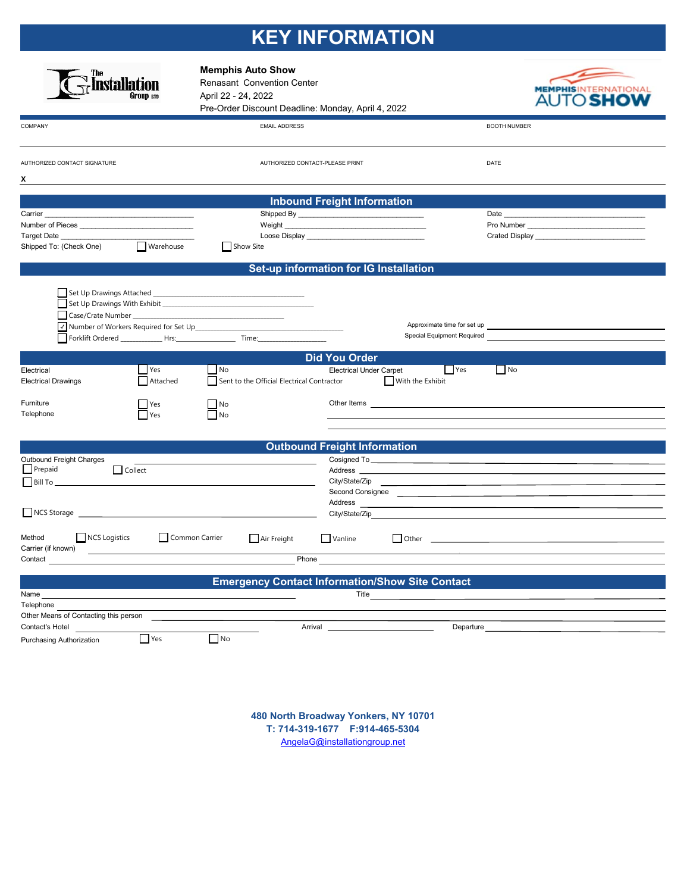# KEY INFORMATION

**Memphis Auto Show**
Renasant Convention Center
April 22 - 24, 2022
Pre-Order Discount Deadline: Monday, April 4, 2022

| COMPANY | EMAIL ADDRESS | BOOTH NUMBER |
|---|---|---|
| | | |

| AUTHORIZED CONTACT SIGNATURE | AUTHORIZED CONTACT-PLEASE PRINT | DATE |
|---|---|---|
| X | | |

## Inbound Freight Information

Carrier ______________________ Shipped By ______________________ Date ______________________

Number of Pieces ______________________ Weight ______________________ Pro Number ______________________

Target Date ______________________ Loose Display ______________________ Crated Display ______________________

Shipped To: (Check One) ☐ Warehouse ☐ Show Site

## Set-up information for IG Installation

☐ Set Up Drawings Attached ______________________

☐ Set Up Drawings With Exhibit ______________________

☐ Case/Crate Number ______________________

☑ Number of Workers Required for Set Up______________________

☐ Forklift Ordered __________ Hrs:______________ Time:______________

Approximate time for set up ______________________

Special Equipment Required ______________________

## Did You Order

Electrical ☐ Yes ☐ No

Electrical Drawings ☐ Attached ☐ Sent to the Official Electrical Contractor ☐ With the Exhibit

Electrical Under Carpet ☐ Yes ☐ No

Furniture ☐ Yes ☐ No

Telephone ☐ Yes ☐ No

Other Items ______________________

## Outbound Freight Information

Outbound Freight Charges ______________________

☐ Prepaid ☐ Collect

☐ Bill To ______________________

☐ NCS Storage ______________________

Cosigned To ______________________

Address ______________________

City/State/Zip ______________________

Second Consignee ______________________

Address ______________________

City/State/Zip ______________________

Method ☐ NCS Logistics ☐ Common Carrier ☐ Air Freight ☐ Vanline ☐ Other ______________________

Carrier (if known) ______________________

Contact ______________________ Phone ______________________

## Emergency Contact Information/Show Site Contact

Name ______________________ Title ______________________

Telephone ______________________

Other Means of Contacting this person ______________________

Contact's Hotel ______________________ Arrival ______________________ Departure ______________________

Purchasing Authorization ☐ Yes ☐ No

**480 North Broadway Yonkers, NY 10701**
**T: 714-319-1677 F:914-465-5304**
AngelaG@installationgroup.net